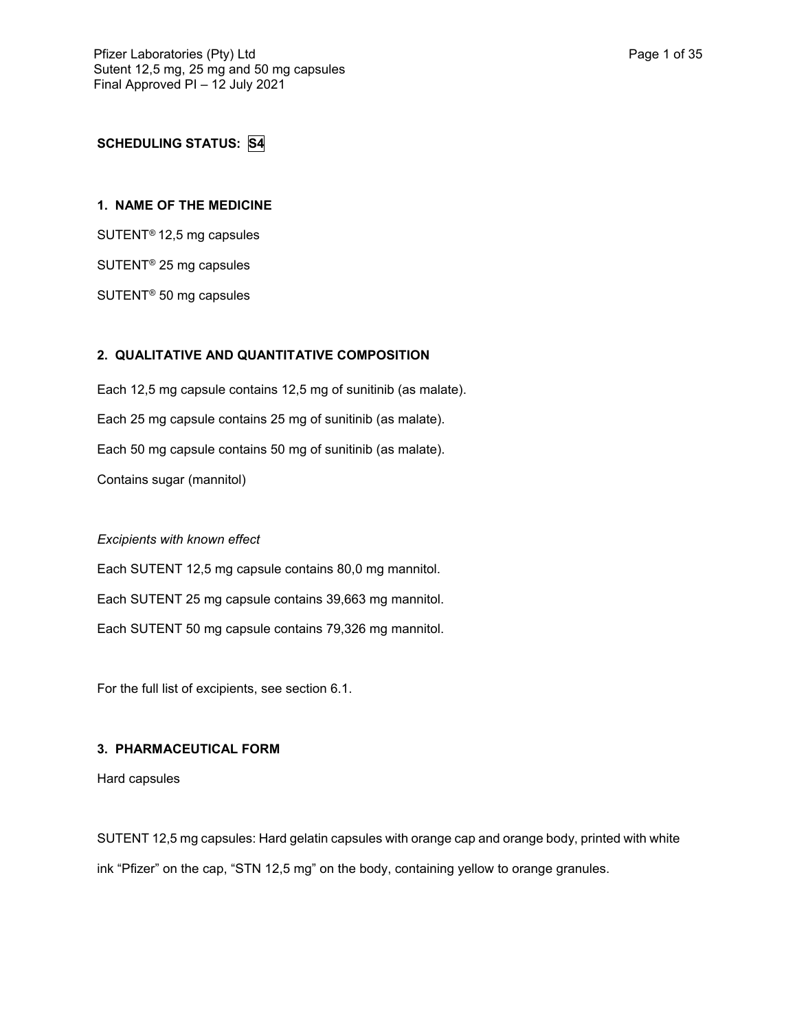**SCHEDULING STATUS: S4**

## 1. NAME OF THE MEDICINE

SUTENT® 12,5 mg capsules

SUTENT® 25 mg capsules

SUTENT® 50 mg capsules

## 2. QUALITATIVE AND QUANTITATIVE COMPOSITION

Each 12,5 mg capsule contains 12,5 mg of sunitinib (as malate).

Each 25 mg capsule contains 25 mg of sunitinib (as malate).

Each 50 mg capsule contains 50 mg of sunitinib (as malate).

Contains sugar (mannitol)

*Excipients with known effect*

Each SUTENT 12,5 mg capsule contains 80,0 mg mannitol.

Each SUTENT 25 mg capsule contains 39,663 mg mannitol.

Each SUTENT 50 mg capsule contains 79,326 mg mannitol.

For the full list of excipients, see section 6.1.

## 3. PHARMACEUTICAL FORM

Hard capsules

SUTENT 12,5 mg capsules: Hard gelatin capsules with orange cap and orange body, printed with white ink "Pfizer" on the cap, "STN 12,5 mg" on the body, containing yellow to orange granules.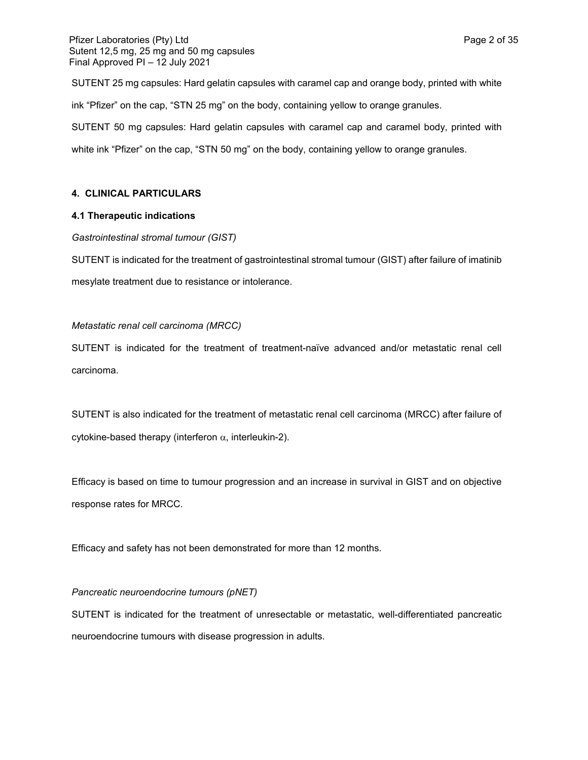SUTENT 25 mg capsules: Hard gelatin capsules with caramel cap and orange body, printed with white ink "Pfizer" on the cap, "STN 25 mg" on the body, containing yellow to orange granules.

SUTENT 50 mg capsules: Hard gelatin capsules with caramel cap and caramel body, printed with white ink "Pfizer" on the cap, "STN 50 mg" on the body, containing yellow to orange granules.

## 4. CLINICAL PARTICULARS

### 4.1 Therapeutic indications

*Gastrointestinal stromal tumour (GIST)*

SUTENT is indicated for the treatment of gastrointestinal stromal tumour (GIST) after failure of imatinib mesylate treatment due to resistance or intolerance.

*Metastatic renal cell carcinoma (MRCC)*

SUTENT is indicated for the treatment of treatment-naïve advanced and/or metastatic renal cell carcinoma.

SUTENT is also indicated for the treatment of metastatic renal cell carcinoma (MRCC) after failure of cytokine-based therapy (interferon $\alpha$, interleukin-2).

Efficacy is based on time to tumour progression and an increase in survival in GIST and on objective response rates for MRCC.

Efficacy and safety has not been demonstrated for more than 12 months.

*Pancreatic neuroendocrine tumours (pNET)*

SUTENT is indicated for the treatment of unresectable or metastatic, well-differentiated pancreatic neuroendocrine tumours with disease progression in adults.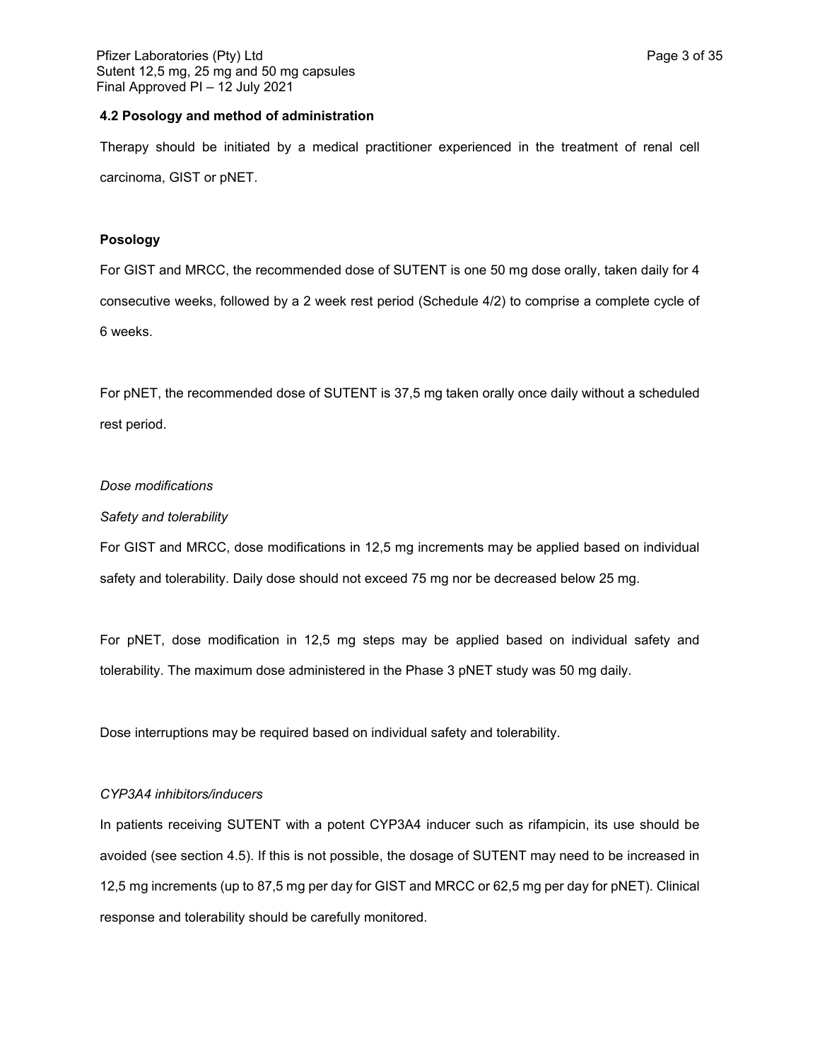#### 4.2 Posology and method of administration

Therapy should be initiated by a medical practitioner experienced in the treatment of renal cell carcinoma, GIST or pNET.

**Posology**

For GIST and MRCC, the recommended dose of SUTENT is one 50 mg dose orally, taken daily for 4 consecutive weeks, followed by a 2 week rest period (Schedule 4/2) to comprise a complete cycle of 6 weeks.

For pNET, the recommended dose of SUTENT is 37,5 mg taken orally once daily without a scheduled rest period.

*Dose modifications*

*Safety and tolerability*

For GIST and MRCC, dose modifications in 12,5 mg increments may be applied based on individual safety and tolerability. Daily dose should not exceed 75 mg nor be decreased below 25 mg.

For pNET, dose modification in 12,5 mg steps may be applied based on individual safety and tolerability. The maximum dose administered in the Phase 3 pNET study was 50 mg daily.

Dose interruptions may be required based on individual safety and tolerability.

*CYP3A4 inhibitors/inducers*

In patients receiving SUTENT with a potent CYP3A4 inducer such as rifampicin, its use should be avoided (see section 4.5). If this is not possible, the dosage of SUTENT may need to be increased in 12,5 mg increments (up to 87,5 mg per day for GIST and MRCC or 62,5 mg per day for pNET). Clinical response and tolerability should be carefully monitored.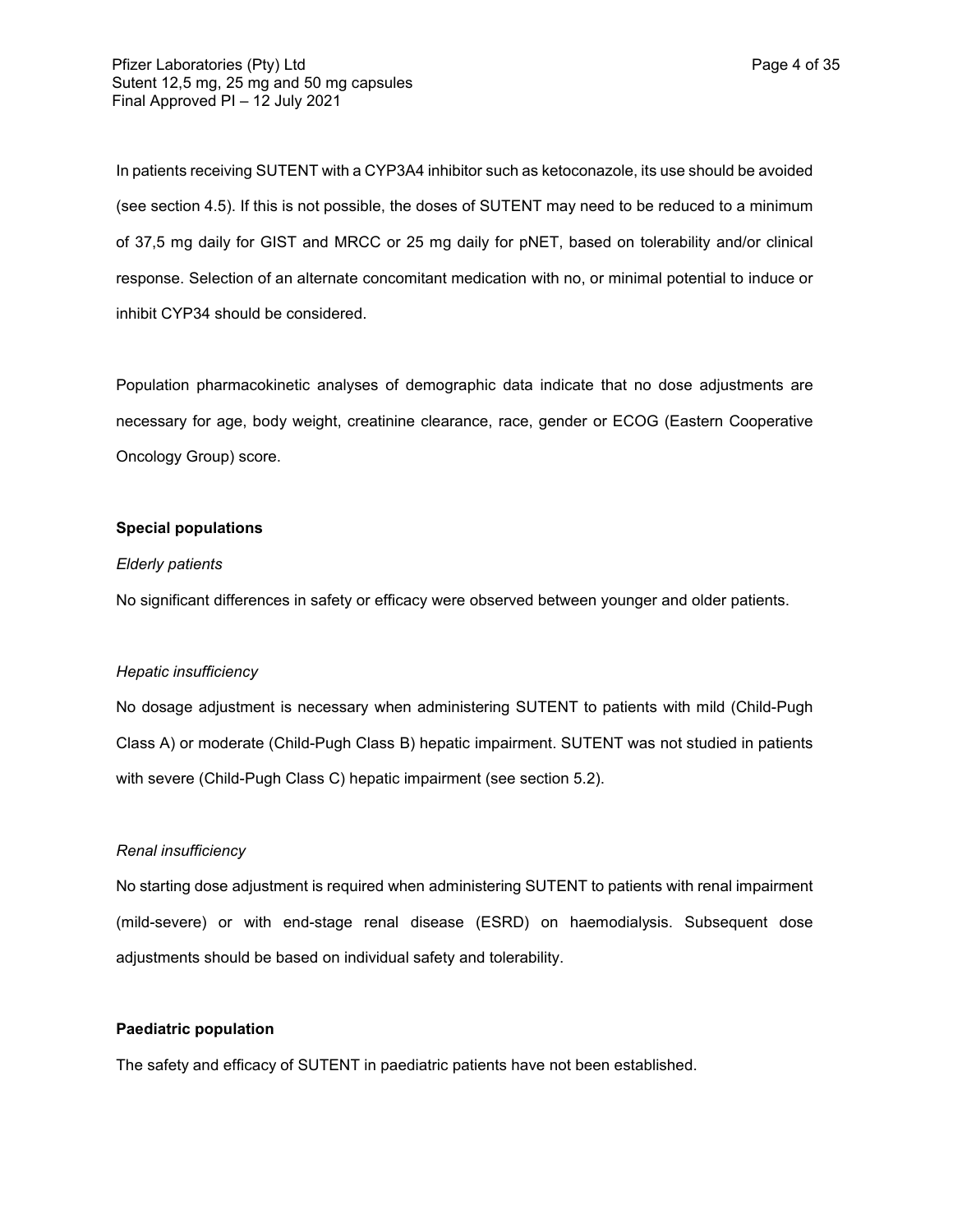In patients receiving SUTENT with a CYP3A4 inhibitor such as ketoconazole, its use should be avoided (see section 4.5). If this is not possible, the doses of SUTENT may need to be reduced to a minimum of 37,5 mg daily for GIST and MRCC or 25 mg daily for pNET, based on tolerability and/or clinical response. Selection of an alternate concomitant medication with no, or minimal potential to induce or inhibit CYP34 should be considered.

Population pharmacokinetic analyses of demographic data indicate that no dose adjustments are necessary for age, body weight, creatinine clearance, race, gender or ECOG (Eastern Cooperative Oncology Group) score.

**Special populations**

*Elderly patients*

No significant differences in safety or efficacy were observed between younger and older patients.

*Hepatic insufficiency*

No dosage adjustment is necessary when administering SUTENT to patients with mild (Child-Pugh Class A) or moderate (Child-Pugh Class B) hepatic impairment. SUTENT was not studied in patients with severe (Child-Pugh Class C) hepatic impairment (see section 5.2).

*Renal insufficiency*

No starting dose adjustment is required when administering SUTENT to patients with renal impairment (mild-severe) or with end-stage renal disease (ESRD) on haemodialysis. Subsequent dose adjustments should be based on individual safety and tolerability.

**Paediatric population**

The safety and efficacy of SUTENT in paediatric patients have not been established.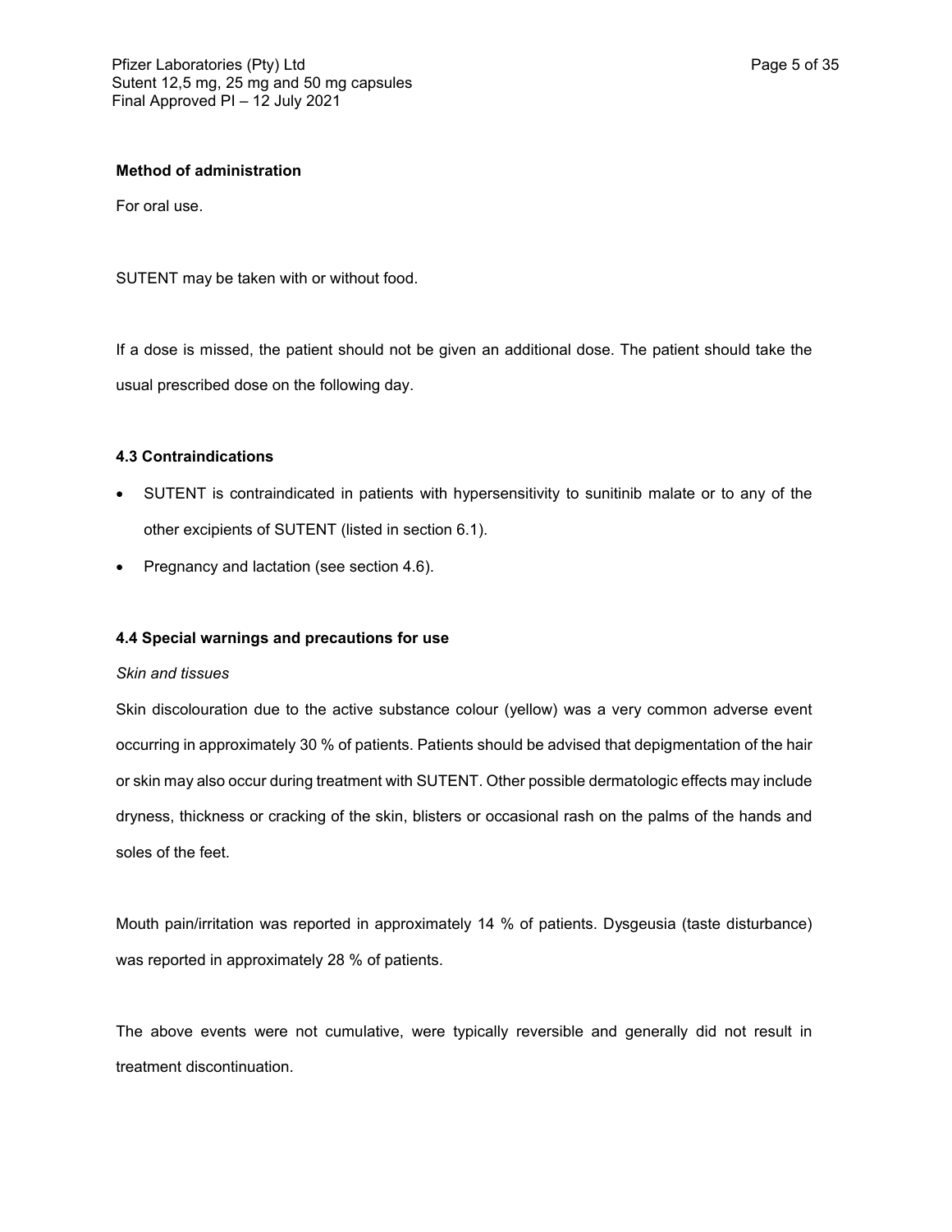**Method of administration**

For oral use.

SUTENT may be taken with or without food.

If a dose is missed, the patient should not be given an additional dose. The patient should take the usual prescribed dose on the following day.

### 4.3 Contraindications

- SUTENT is contraindicated in patients with hypersensitivity to sunitinib malate or to any of the other excipients of SUTENT (listed in section 6.1).
- Pregnancy and lactation (see section 4.6).

### 4.4 Special warnings and precautions for use

*Skin and tissues*

Skin discolouration due to the active substance colour (yellow) was a very common adverse event occurring in approximately 30 % of patients. Patients should be advised that depigmentation of the hair or skin may also occur during treatment with SUTENT. Other possible dermatologic effects may include dryness, thickness or cracking of the skin, blisters or occasional rash on the palms of the hands and soles of the feet.

Mouth pain/irritation was reported in approximately 14 % of patients. Dysgeusia (taste disturbance) was reported in approximately 28 % of patients.

The above events were not cumulative, were typically reversible and generally did not result in treatment discontinuation.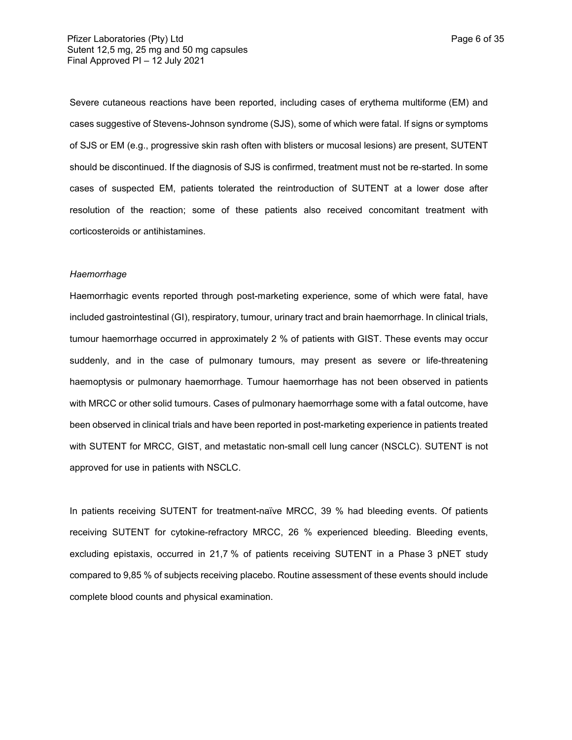Severe cutaneous reactions have been reported, including cases of erythema multiforme (EM) and cases suggestive of Stevens-Johnson syndrome (SJS), some of which were fatal. If signs or symptoms of SJS or EM (e.g., progressive skin rash often with blisters or mucosal lesions) are present, SUTENT should be discontinued. If the diagnosis of SJS is confirmed, treatment must not be re-started. In some cases of suspected EM, patients tolerated the reintroduction of SUTENT at a lower dose after resolution of the reaction; some of these patients also received concomitant treatment with corticosteroids or antihistamines.

*Haemorrhage*

Haemorrhagic events reported through post-marketing experience, some of which were fatal, have included gastrointestinal (GI), respiratory, tumour, urinary tract and brain haemorrhage. In clinical trials, tumour haemorrhage occurred in approximately 2 % of patients with GIST. These events may occur suddenly, and in the case of pulmonary tumours, may present as severe or life-threatening haemoptysis or pulmonary haemorrhage. Tumour haemorrhage has not been observed in patients with MRCC or other solid tumours. Cases of pulmonary haemorrhage some with a fatal outcome, have been observed in clinical trials and have been reported in post-marketing experience in patients treated with SUTENT for MRCC, GIST, and metastatic non-small cell lung cancer (NSCLC). SUTENT is not approved for use in patients with NSCLC.

In patients receiving SUTENT for treatment-naïve MRCC, 39 % had bleeding events. Of patients receiving SUTENT for cytokine-refractory MRCC, 26 % experienced bleeding. Bleeding events, excluding epistaxis, occurred in 21,7 % of patients receiving SUTENT in a Phase 3 pNET study compared to 9,85 % of subjects receiving placebo. Routine assessment of these events should include complete blood counts and physical examination.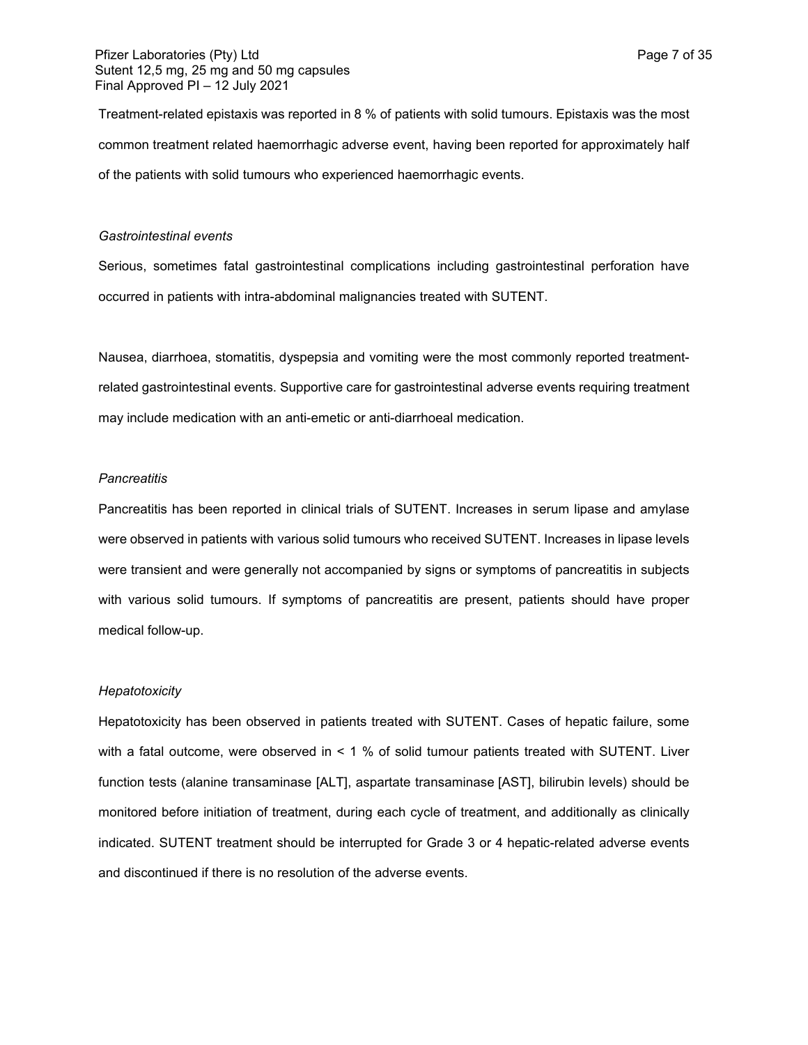Treatment-related epistaxis was reported in 8 % of patients with solid tumours. Epistaxis was the most common treatment related haemorrhagic adverse event, having been reported for approximately half of the patients with solid tumours who experienced haemorrhagic events.

*Gastrointestinal events*

Serious, sometimes fatal gastrointestinal complications including gastrointestinal perforation have occurred in patients with intra-abdominal malignancies treated with SUTENT.

Nausea, diarrhoea, stomatitis, dyspepsia and vomiting were the most commonly reported treatment-related gastrointestinal events. Supportive care for gastrointestinal adverse events requiring treatment may include medication with an anti-emetic or anti-diarrhoeal medication.

*Pancreatitis*

Pancreatitis has been reported in clinical trials of SUTENT. Increases in serum lipase and amylase were observed in patients with various solid tumours who received SUTENT. Increases in lipase levels were transient and were generally not accompanied by signs or symptoms of pancreatitis in subjects with various solid tumours. If symptoms of pancreatitis are present, patients should have proper medical follow-up.

*Hepatotoxicity*

Hepatotoxicity has been observed in patients treated with SUTENT. Cases of hepatic failure, some with a fatal outcome, were observed in < 1 % of solid tumour patients treated with SUTENT. Liver function tests (alanine transaminase [ALT], aspartate transaminase [AST], bilirubin levels) should be monitored before initiation of treatment, during each cycle of treatment, and additionally as clinically indicated. SUTENT treatment should be interrupted for Grade 3 or 4 hepatic-related adverse events and discontinued if there is no resolution of the adverse events.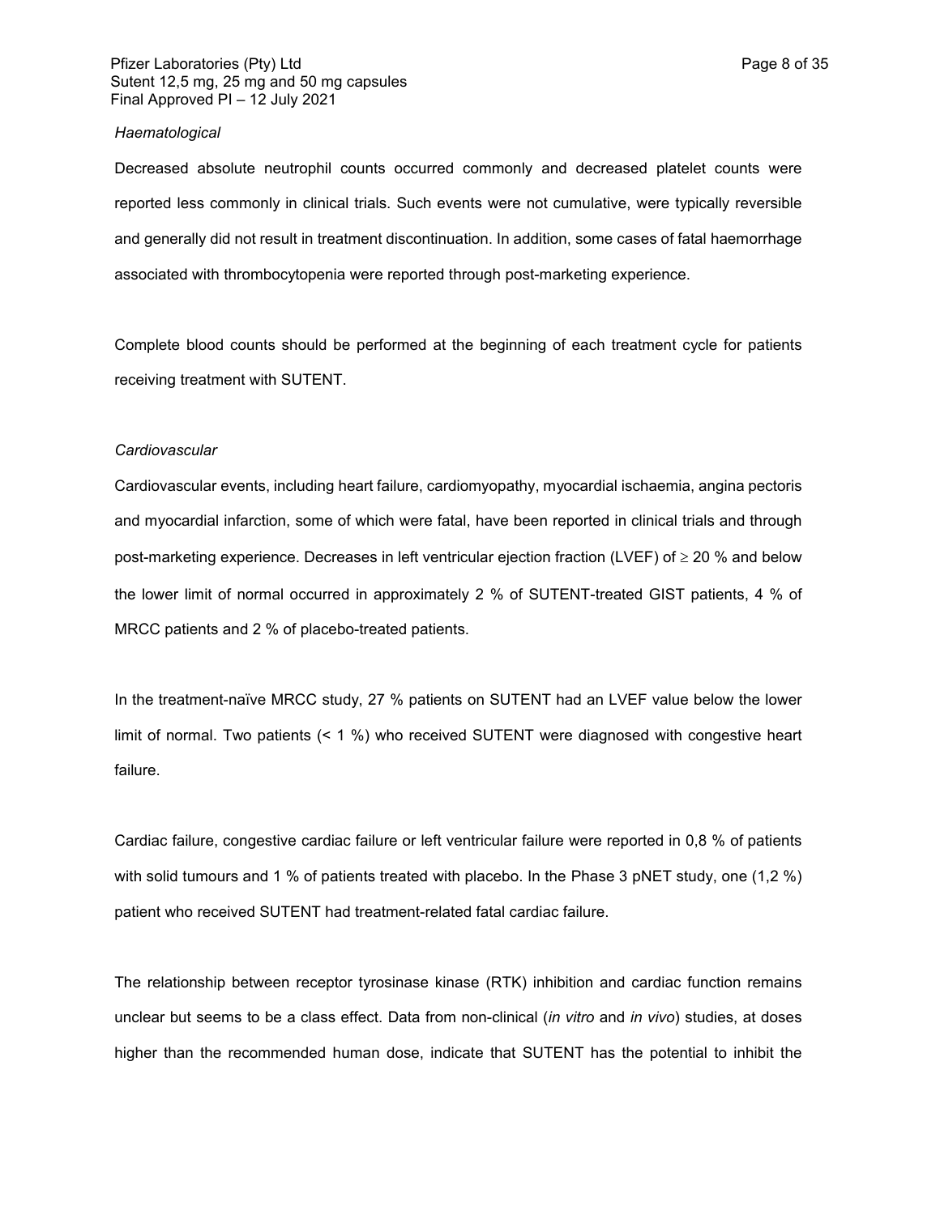*Haematological*

Decreased absolute neutrophil counts occurred commonly and decreased platelet counts were reported less commonly in clinical trials. Such events were not cumulative, were typically reversible and generally did not result in treatment discontinuation. In addition, some cases of fatal haemorrhage associated with thrombocytopenia were reported through post-marketing experience.

Complete blood counts should be performed at the beginning of each treatment cycle for patients receiving treatment with SUTENT.

*Cardiovascular*

Cardiovascular events, including heart failure, cardiomyopathy, myocardial ischaemia, angina pectoris and myocardial infarction, some of which were fatal, have been reported in clinical trials and through post-marketing experience. Decreases in left ventricular ejection fraction (LVEF) of ≥ 20 % and below the lower limit of normal occurred in approximately 2 % of SUTENT-treated GIST patients, 4 % of MRCC patients and 2 % of placebo-treated patients.

In the treatment-naïve MRCC study, 27 % patients on SUTENT had an LVEF value below the lower limit of normal. Two patients (< 1 %) who received SUTENT were diagnosed with congestive heart failure.

Cardiac failure, congestive cardiac failure or left ventricular failure were reported in 0,8 % of patients with solid tumours and 1 % of patients treated with placebo. In the Phase 3 pNET study, one (1,2 %) patient who received SUTENT had treatment-related fatal cardiac failure.

The relationship between receptor tyrosinase kinase (RTK) inhibition and cardiac function remains unclear but seems to be a class effect. Data from non-clinical (*in vitro* and *in vivo*) studies, at doses higher than the recommended human dose, indicate that SUTENT has the potential to inhibit the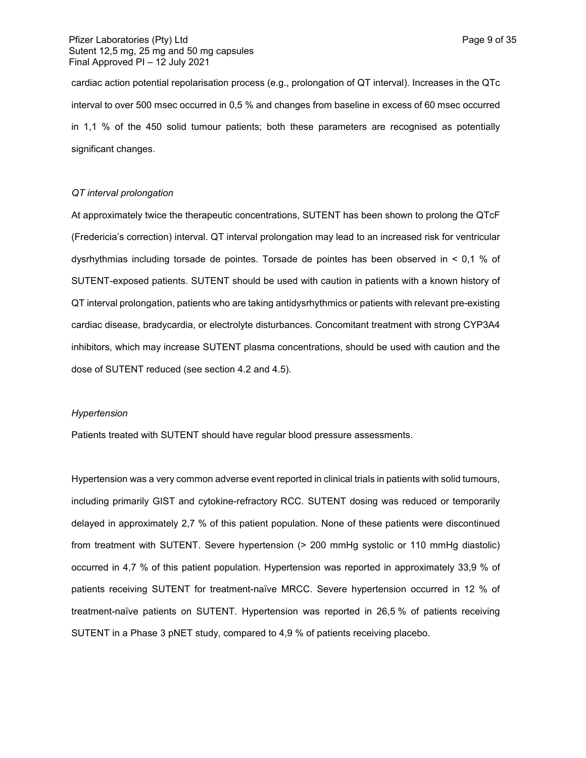cardiac action potential repolarisation process (e.g., prolongation of QT interval). Increases in the QTc interval to over 500 msec occurred in 0,5 % and changes from baseline in excess of 60 msec occurred in 1,1 % of the 450 solid tumour patients; both these parameters are recognised as potentially significant changes.

*QT interval prolongation*

At approximately twice the therapeutic concentrations, SUTENT has been shown to prolong the QTcF (Fredericia's correction) interval. QT interval prolongation may lead to an increased risk for ventricular dysrhythmias including torsade de pointes. Torsade de pointes has been observed in < 0,1 % of SUTENT-exposed patients. SUTENT should be used with caution in patients with a known history of QT interval prolongation, patients who are taking antidysrhythmics or patients with relevant pre-existing cardiac disease, bradycardia, or electrolyte disturbances. Concomitant treatment with strong CYP3A4 inhibitors, which may increase SUTENT plasma concentrations, should be used with caution and the dose of SUTENT reduced (see section 4.2 and 4.5).

*Hypertension*

Patients treated with SUTENT should have regular blood pressure assessments.

Hypertension was a very common adverse event reported in clinical trials in patients with solid tumours, including primarily GIST and cytokine-refractory RCC. SUTENT dosing was reduced or temporarily delayed in approximately 2,7 % of this patient population. None of these patients were discontinued from treatment with SUTENT. Severe hypertension (> 200 mmHg systolic or 110 mmHg diastolic) occurred in 4,7 % of this patient population. Hypertension was reported in approximately 33,9 % of patients receiving SUTENT for treatment-naïve MRCC. Severe hypertension occurred in 12 % of treatment-naïve patients on SUTENT. Hypertension was reported in 26,5 % of patients receiving SUTENT in a Phase 3 pNET study, compared to 4,9 % of patients receiving placebo.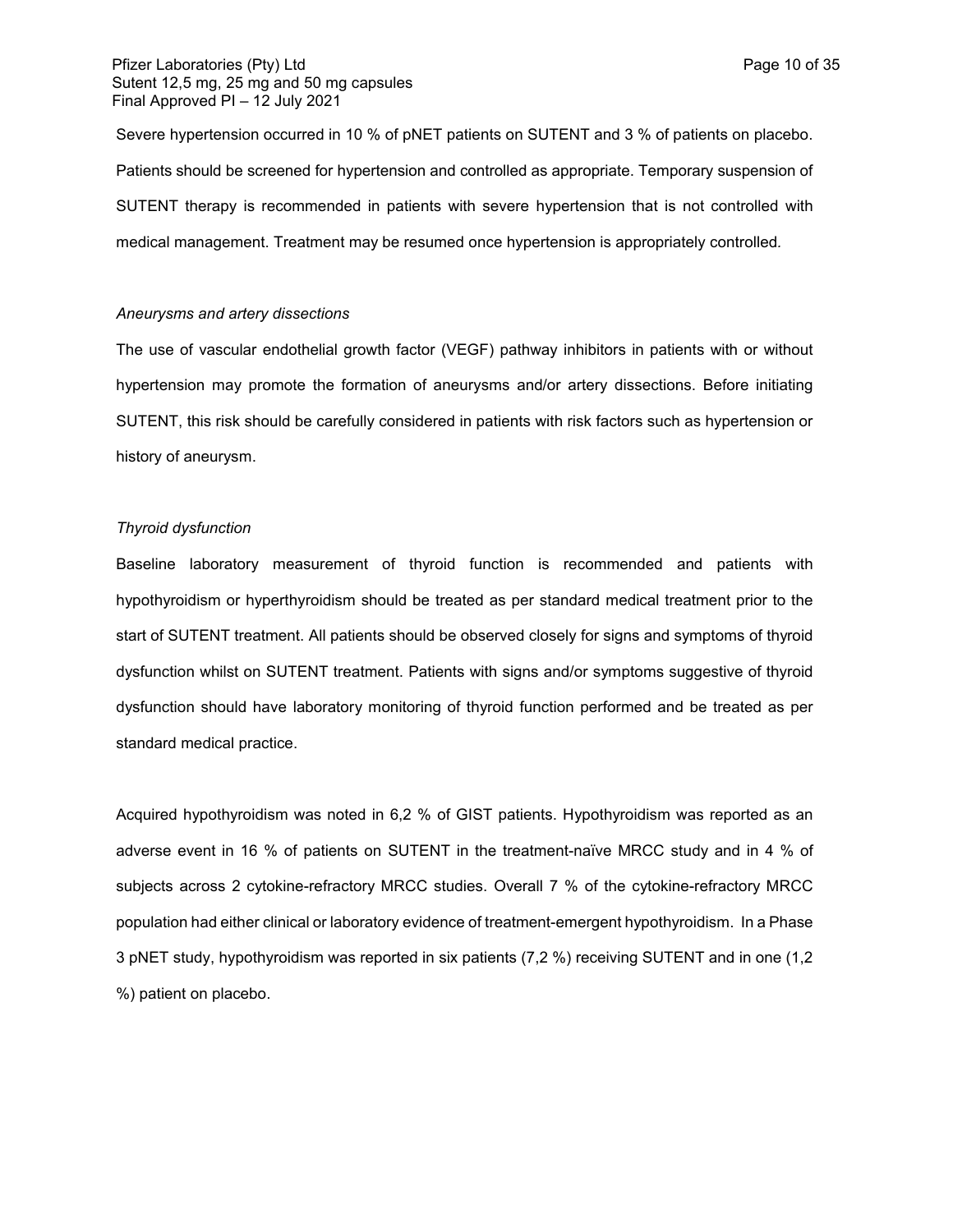Severe hypertension occurred in 10 % of pNET patients on SUTENT and 3 % of patients on placebo. Patients should be screened for hypertension and controlled as appropriate. Temporary suspension of SUTENT therapy is recommended in patients with severe hypertension that is not controlled with medical management. Treatment may be resumed once hypertension is appropriately controlled.

*Aneurysms and artery dissections*

The use of vascular endothelial growth factor (VEGF) pathway inhibitors in patients with or without hypertension may promote the formation of aneurysms and/or artery dissections. Before initiating SUTENT, this risk should be carefully considered in patients with risk factors such as hypertension or history of aneurysm.

*Thyroid dysfunction*

Baseline laboratory measurement of thyroid function is recommended and patients with hypothyroidism or hyperthyroidism should be treated as per standard medical treatment prior to the start of SUTENT treatment. All patients should be observed closely for signs and symptoms of thyroid dysfunction whilst on SUTENT treatment. Patients with signs and/or symptoms suggestive of thyroid dysfunction should have laboratory monitoring of thyroid function performed and be treated as per standard medical practice.

Acquired hypothyroidism was noted in 6,2 % of GIST patients. Hypothyroidism was reported as an adverse event in 16 % of patients on SUTENT in the treatment-naïve MRCC study and in 4 % of subjects across 2 cytokine-refractory MRCC studies. Overall 7 % of the cytokine-refractory MRCC population had either clinical or laboratory evidence of treatment-emergent hypothyroidism. In a Phase 3 pNET study, hypothyroidism was reported in six patients (7,2 %) receiving SUTENT and in one (1,2 %) patient on placebo.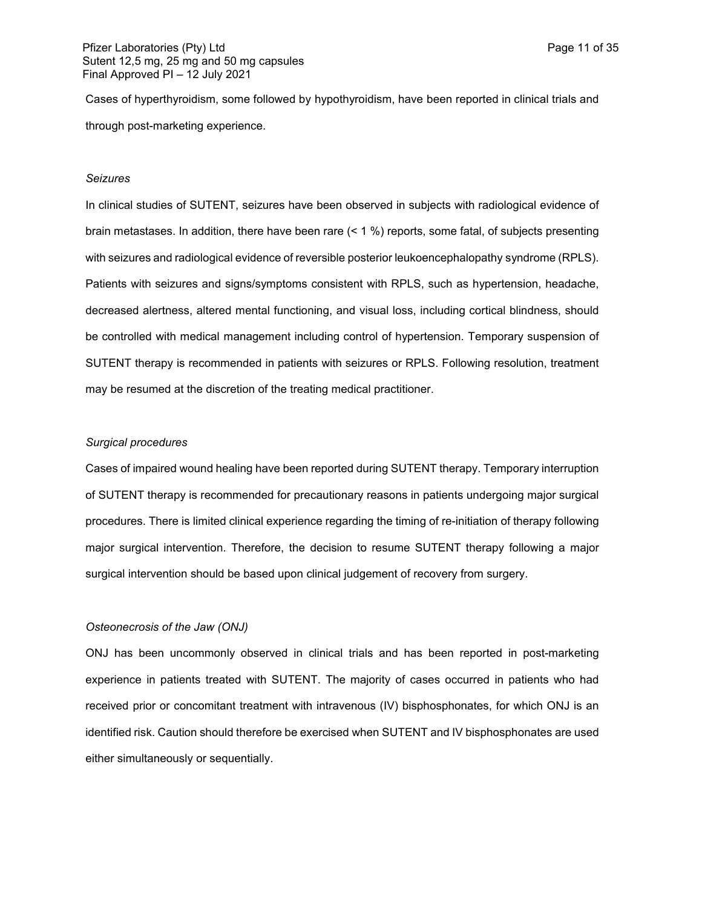Cases of hyperthyroidism, some followed by hypothyroidism, have been reported in clinical trials and through post-marketing experience.

*Seizures*

In clinical studies of SUTENT, seizures have been observed in subjects with radiological evidence of brain metastases. In addition, there have been rare (< 1 %) reports, some fatal, of subjects presenting with seizures and radiological evidence of reversible posterior leukoencephalopathy syndrome (RPLS). Patients with seizures and signs/symptoms consistent with RPLS, such as hypertension, headache, decreased alertness, altered mental functioning, and visual loss, including cortical blindness, should be controlled with medical management including control of hypertension. Temporary suspension of SUTENT therapy is recommended in patients with seizures or RPLS. Following resolution, treatment may be resumed at the discretion of the treating medical practitioner.

*Surgical procedures*

Cases of impaired wound healing have been reported during SUTENT therapy. Temporary interruption of SUTENT therapy is recommended for precautionary reasons in patients undergoing major surgical procedures. There is limited clinical experience regarding the timing of re-initiation of therapy following major surgical intervention. Therefore, the decision to resume SUTENT therapy following a major surgical intervention should be based upon clinical judgement of recovery from surgery.

*Osteonecrosis of the Jaw (ONJ)*

ONJ has been uncommonly observed in clinical trials and has been reported in post-marketing experience in patients treated with SUTENT. The majority of cases occurred in patients who had received prior or concomitant treatment with intravenous (IV) bisphosphonates, for which ONJ is an identified risk. Caution should therefore be exercised when SUTENT and IV bisphosphonates are used either simultaneously or sequentially.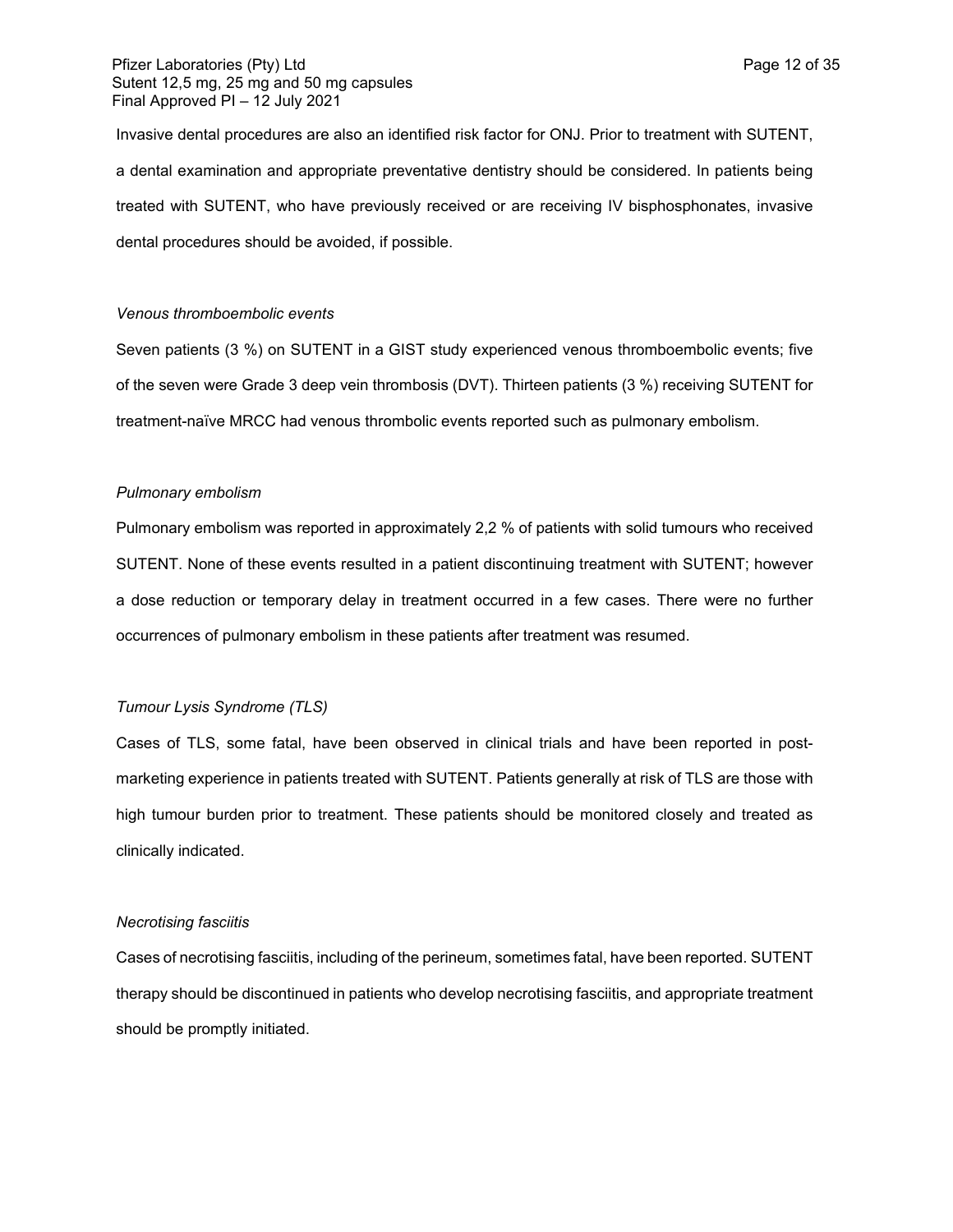Invasive dental procedures are also an identified risk factor for ONJ. Prior to treatment with SUTENT, a dental examination and appropriate preventative dentistry should be considered. In patients being treated with SUTENT, who have previously received or are receiving IV bisphosphonates, invasive dental procedures should be avoided, if possible.

*Venous thromboembolic events*

Seven patients (3 %) on SUTENT in a GIST study experienced venous thromboembolic events; five of the seven were Grade 3 deep vein thrombosis (DVT). Thirteen patients (3 %) receiving SUTENT for treatment-naïve MRCC had venous thrombolic events reported such as pulmonary embolism.

*Pulmonary embolism*

Pulmonary embolism was reported in approximately 2,2 % of patients with solid tumours who received SUTENT. None of these events resulted in a patient discontinuing treatment with SUTENT; however a dose reduction or temporary delay in treatment occurred in a few cases. There were no further occurrences of pulmonary embolism in these patients after treatment was resumed.

*Tumour Lysis Syndrome (TLS)*

Cases of TLS, some fatal, have been observed in clinical trials and have been reported in post-marketing experience in patients treated with SUTENT. Patients generally at risk of TLS are those with high tumour burden prior to treatment. These patients should be monitored closely and treated as clinically indicated.

*Necrotising fasciitis*

Cases of necrotising fasciitis, including of the perineum, sometimes fatal, have been reported. SUTENT therapy should be discontinued in patients who develop necrotising fasciitis, and appropriate treatment should be promptly initiated.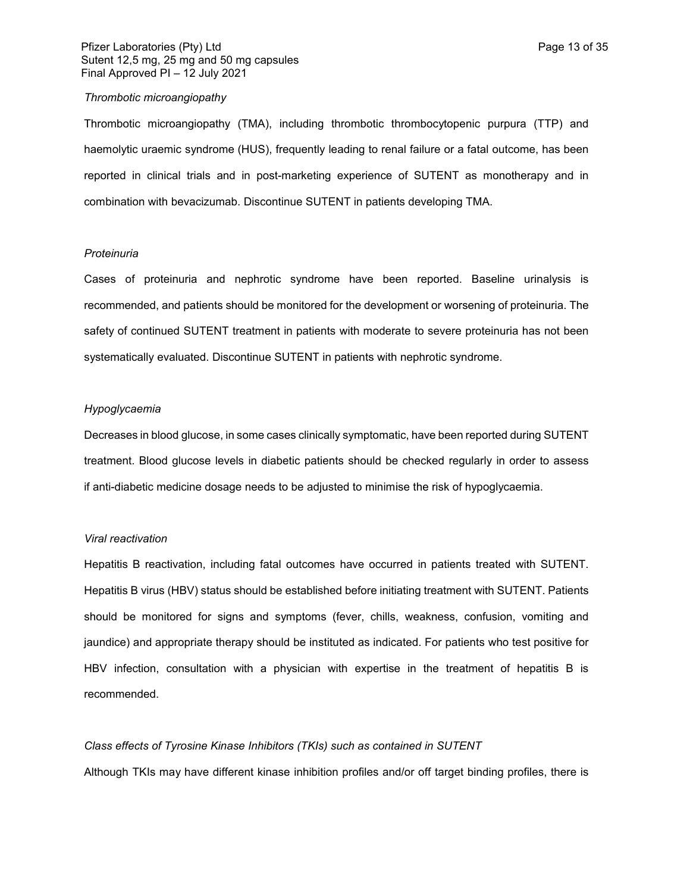*Thrombotic microangiopathy*

Thrombotic microangiopathy (TMA), including thrombotic thrombocytopenic purpura (TTP) and haemolytic uraemic syndrome (HUS), frequently leading to renal failure or a fatal outcome, has been reported in clinical trials and in post-marketing experience of SUTENT as monotherapy and in combination with bevacizumab. Discontinue SUTENT in patients developing TMA.

*Proteinuria*

Cases of proteinuria and nephrotic syndrome have been reported. Baseline urinalysis is recommended, and patients should be monitored for the development or worsening of proteinuria. The safety of continued SUTENT treatment in patients with moderate to severe proteinuria has not been systematically evaluated. Discontinue SUTENT in patients with nephrotic syndrome.

*Hypoglycaemia*

Decreases in blood glucose, in some cases clinically symptomatic, have been reported during SUTENT treatment. Blood glucose levels in diabetic patients should be checked regularly in order to assess if anti-diabetic medicine dosage needs to be adjusted to minimise the risk of hypoglycaemia.

*Viral reactivation*

Hepatitis B reactivation, including fatal outcomes have occurred in patients treated with SUTENT. Hepatitis B virus (HBV) status should be established before initiating treatment with SUTENT. Patients should be monitored for signs and symptoms (fever, chills, weakness, confusion, vomiting and jaundice) and appropriate therapy should be instituted as indicated. For patients who test positive for HBV infection, consultation with a physician with expertise in the treatment of hepatitis B is recommended.

*Class effects of Tyrosine Kinase Inhibitors (TKIs) such as contained in SUTENT*

Although TKIs may have different kinase inhibition profiles and/or off target binding profiles, there is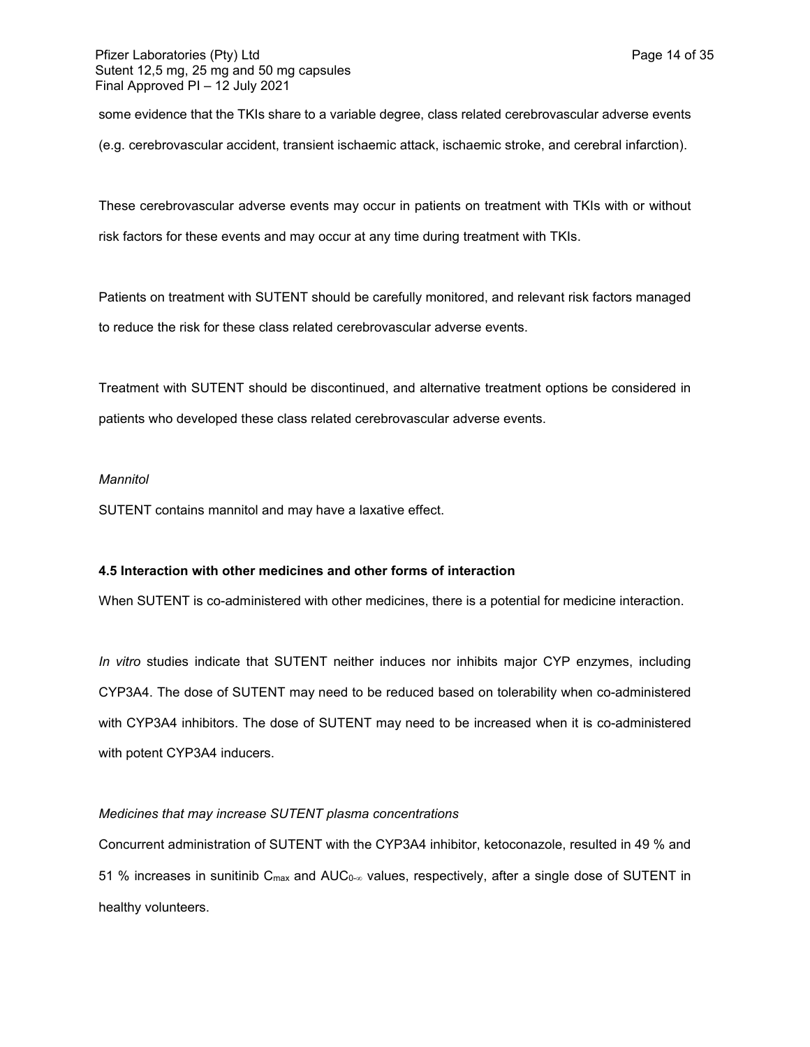some evidence that the TKIs share to a variable degree, class related cerebrovascular adverse events (e.g. cerebrovascular accident, transient ischaemic attack, ischaemic stroke, and cerebral infarction).

These cerebrovascular adverse events may occur in patients on treatment with TKIs with or without risk factors for these events and may occur at any time during treatment with TKIs.

Patients on treatment with SUTENT should be carefully monitored, and relevant risk factors managed to reduce the risk for these class related cerebrovascular adverse events.

Treatment with SUTENT should be discontinued, and alternative treatment options be considered in patients who developed these class related cerebrovascular adverse events.

*Mannitol*

SUTENT contains mannitol and may have a laxative effect.

**4.5 Interaction with other medicines and other forms of interaction**

When SUTENT is co-administered with other medicines, there is a potential for medicine interaction.

*In vitro* studies indicate that SUTENT neither induces nor inhibits major CYP enzymes, including CYP3A4. The dose of SUTENT may need to be reduced based on tolerability when co-administered with CYP3A4 inhibitors. The dose of SUTENT may need to be increased when it is co-administered with potent CYP3A4 inducers.

*Medicines that may increase SUTENT plasma concentrations*

Concurrent administration of SUTENT with the CYP3A4 inhibitor, ketoconazole, resulted in 49 % and 51 % increases in sunitinib $C_{max}$ and $AUC_{0-\infty}$ values, respectively, after a single dose of SUTENT in healthy volunteers.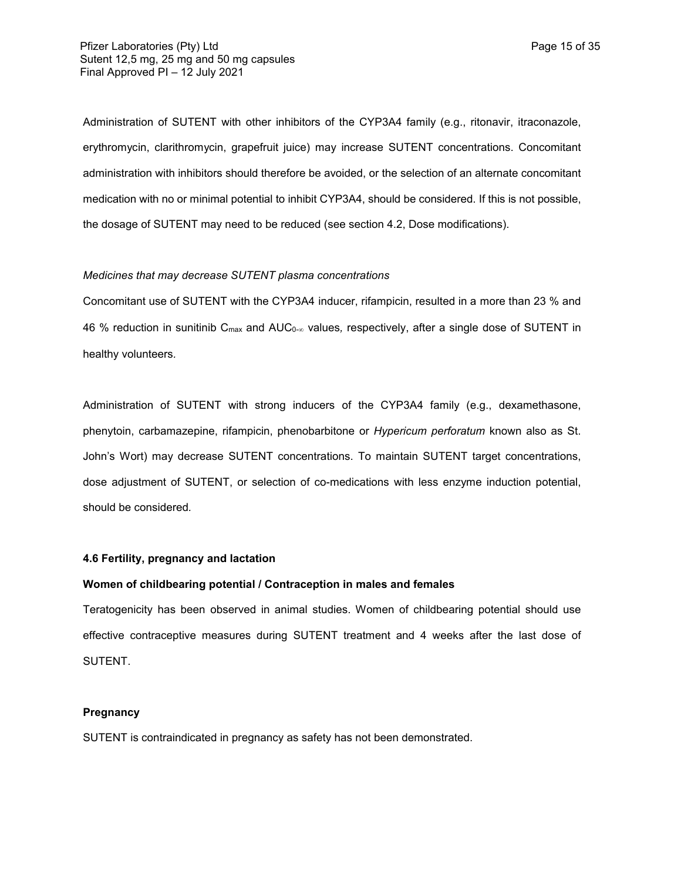Administration of SUTENT with other inhibitors of the CYP3A4 family (e.g., ritonavir, itraconazole, erythromycin, clarithromycin, grapefruit juice) may increase SUTENT concentrations. Concomitant administration with inhibitors should therefore be avoided, or the selection of an alternate concomitant medication with no or minimal potential to inhibit CYP3A4, should be considered. If this is not possible, the dosage of SUTENT may need to be reduced (see section 4.2, Dose modifications).

*Medicines that may decrease SUTENT plasma concentrations*

Concomitant use of SUTENT with the CYP3A4 inducer, rifampicin, resulted in a more than 23 % and 46 % reduction in sunitinib $C_{max}$ and $AUC_{0-\infty}$ values*,* respectively, after a single dose of SUTENT in healthy volunteers*.*

Administration of SUTENT with strong inducers of the CYP3A4 family (e.g., dexamethasone, phenytoin, carbamazepine, rifampicin, phenobarbitone or *Hypericum perforatum* known also as St. John's Wort) may decrease SUTENT concentrations. To maintain SUTENT target concentrations, dose adjustment of SUTENT, or selection of co-medications with less enzyme induction potential, should be considered*.*

**4.6 Fertility, pregnancy and lactation**

**Women of childbearing potential / Contraception in males and females**

Teratogenicity has been observed in animal studies. Women of childbearing potential should use effective contraceptive measures during SUTENT treatment and 4 weeks after the last dose of SUTENT.

**Pregnancy**

SUTENT is contraindicated in pregnancy as safety has not been demonstrated.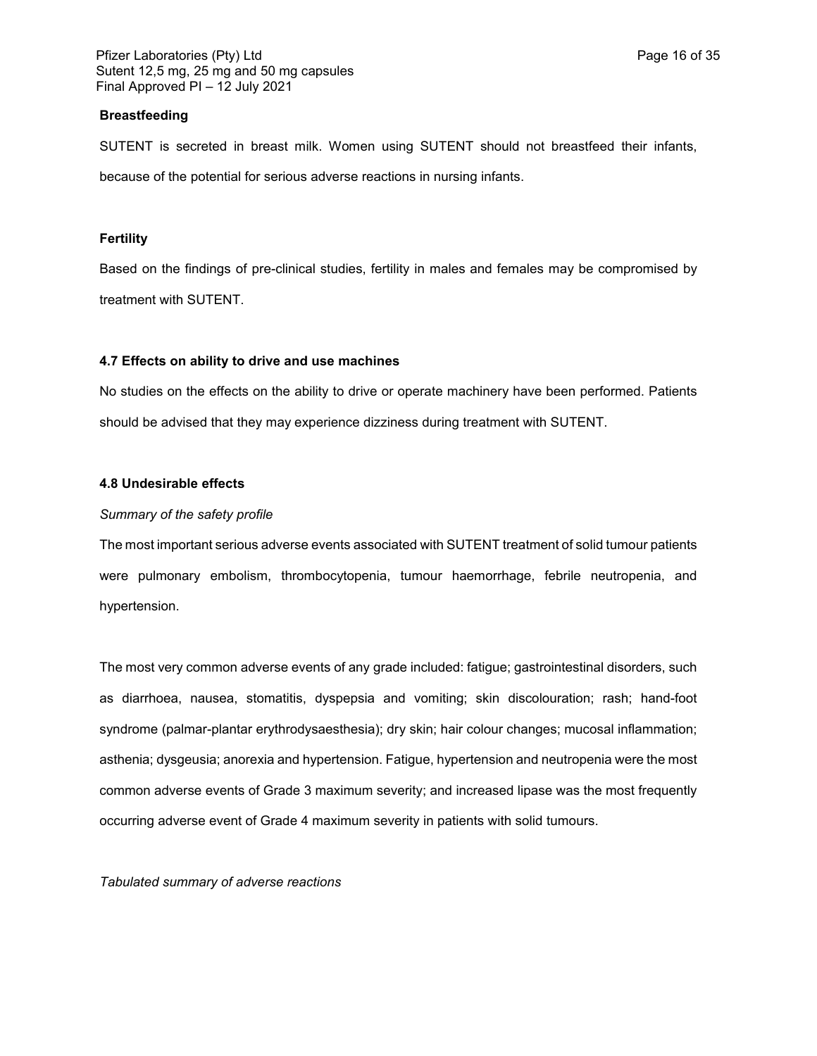**Breastfeeding**

SUTENT is secreted in breast milk. Women using SUTENT should not breastfeed their infants, because of the potential for serious adverse reactions in nursing infants.

**Fertility**

Based on the findings of pre-clinical studies, fertility in males and females may be compromised by treatment with SUTENT.

**4.7 Effects on ability to drive and use machines**

No studies on the effects on the ability to drive or operate machinery have been performed. Patients should be advised that they may experience dizziness during treatment with SUTENT.

**4.8 Undesirable effects**

*Summary of the safety profile*

The most important serious adverse events associated with SUTENT treatment of solid tumour patients were pulmonary embolism, thrombocytopenia, tumour haemorrhage, febrile neutropenia, and hypertension.

The most very common adverse events of any grade included: fatigue; gastrointestinal disorders, such as diarrhoea, nausea, stomatitis, dyspepsia and vomiting; skin discolouration; rash; hand-foot syndrome (palmar-plantar erythrodysaesthesia); dry skin; hair colour changes; mucosal inflammation; asthenia; dysgeusia; anorexia and hypertension. Fatigue, hypertension and neutropenia were the most common adverse events of Grade 3 maximum severity; and increased lipase was the most frequently occurring adverse event of Grade 4 maximum severity in patients with solid tumours.

*Tabulated summary of adverse reactions*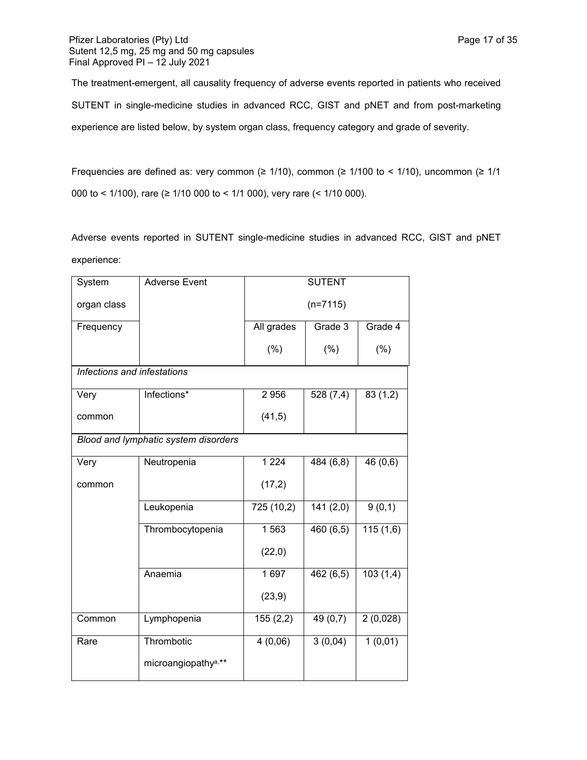The treatment-emergent, all causality frequency of adverse events reported in patients who received SUTENT in single-medicine studies in advanced RCC, GIST and pNET and from post-marketing experience are listed below, by system organ class, frequency category and grade of severity.

Frequencies are defined as: very common (≥ 1/10), common (≥ 1/100 to < 1/10), uncommon (≥ 1/1 000 to < 1/100), rare (≥ 1/10 000 to < 1/1 000), very rare (< 1/10 000).

Adverse events reported in SUTENT single-medicine studies in advanced RCC, GIST and pNET experience:

| System organ class | Adverse Event | SUTENT (n=7115) | | |
|---|---|---|---|---|
| Frequency | | All grades (%) | Grade 3 (%) | Grade 4 (%) |
| *Infections and infestations* | | | | |
| Very common | Infections* | 2 956 (41,5) | 528 (7,4) | 83 (1,2) |
| *Blood and lymphatic system disorders* | | | | |
| Very common | Neutropenia | 1 224 (17,2) | 484 (6,8) | 46 (0,6) |
| | Leukopenia | 725 (10,2) | 141 (2,0) | 9 (0,1) |
| | Thrombocytopenia | 1 563 (22,0) | 460 (6,5) | 115 (1,6) |
| | Anaemia | 1 697 (23,9) | 462 (6,5) | 103 (1,4) |
| Common | Lymphopenia | 155 (2,2) | 49 (0,7) | 2 (0,028) |
| Rare | Thrombotic microangiopathy[a],** | 4 (0,06) | 3 (0,04) | 1 (0,01) |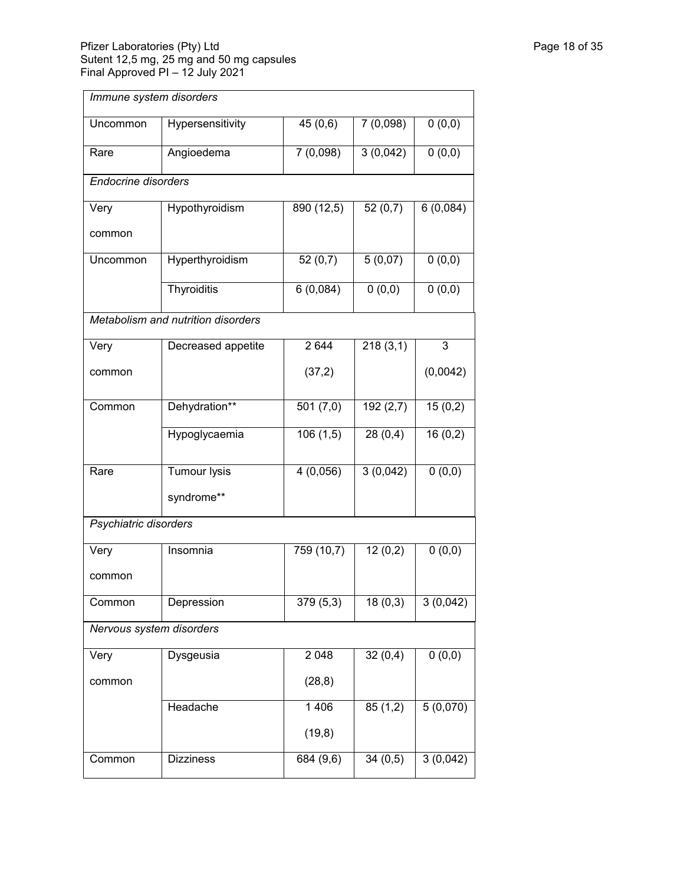| | | | | |
|---|---|---|---|---|
| *Immune system disorders* | | | | |
| Uncommon | Hypersensitivity | 45 (0,6) | 7 (0,098) | 0 (0,0) |
| Rare | Angioedema | 7 (0,098) | 3 (0,042) | 0 (0,0) |
| *Endocrine disorders* | | | | |
| Very common | Hypothyroidism | 890 (12,5) | 52 (0,7) | 6 (0,084) |
| Uncommon | Hyperthyroidism | 52 (0,7) | 5 (0,07) | 0 (0,0) |
| | Thyroiditis | 6 (0,084) | 0 (0,0) | 0 (0,0) |
| *Metabolism and nutrition disorders* | | | | |
| Very common | Decreased appetite | 2 644 (37,2) | 218 (3,1) | 3 (0,0042) |
| Common | Dehydration** | 501 (7,0) | 192 (2,7) | 15 (0,2) |
| | Hypoglycaemia | 106 (1,5) | 28 (0,4) | 16 (0,2) |
| Rare | Tumour lysis syndrome** | 4 (0,056) | 3 (0,042) | 0 (0,0) |
| *Psychiatric disorders* | | | | |
| Very common | Insomnia | 759 (10,7) | 12 (0,2) | 0 (0,0) |
| Common | Depression | 379 (5,3) | 18 (0,3) | 3 (0,042) |
| *Nervous system disorders* | | | | |
| Very common | Dysgeusia | 2 048 (28,8) | 32 (0,4) | 0 (0,0) |
| | Headache | 1 406 (19,8) | 85 (1,2) | 5 (0,070) |
| Common | Dizziness | 684 (9,6) | 34 (0,5) | 3 (0,042) |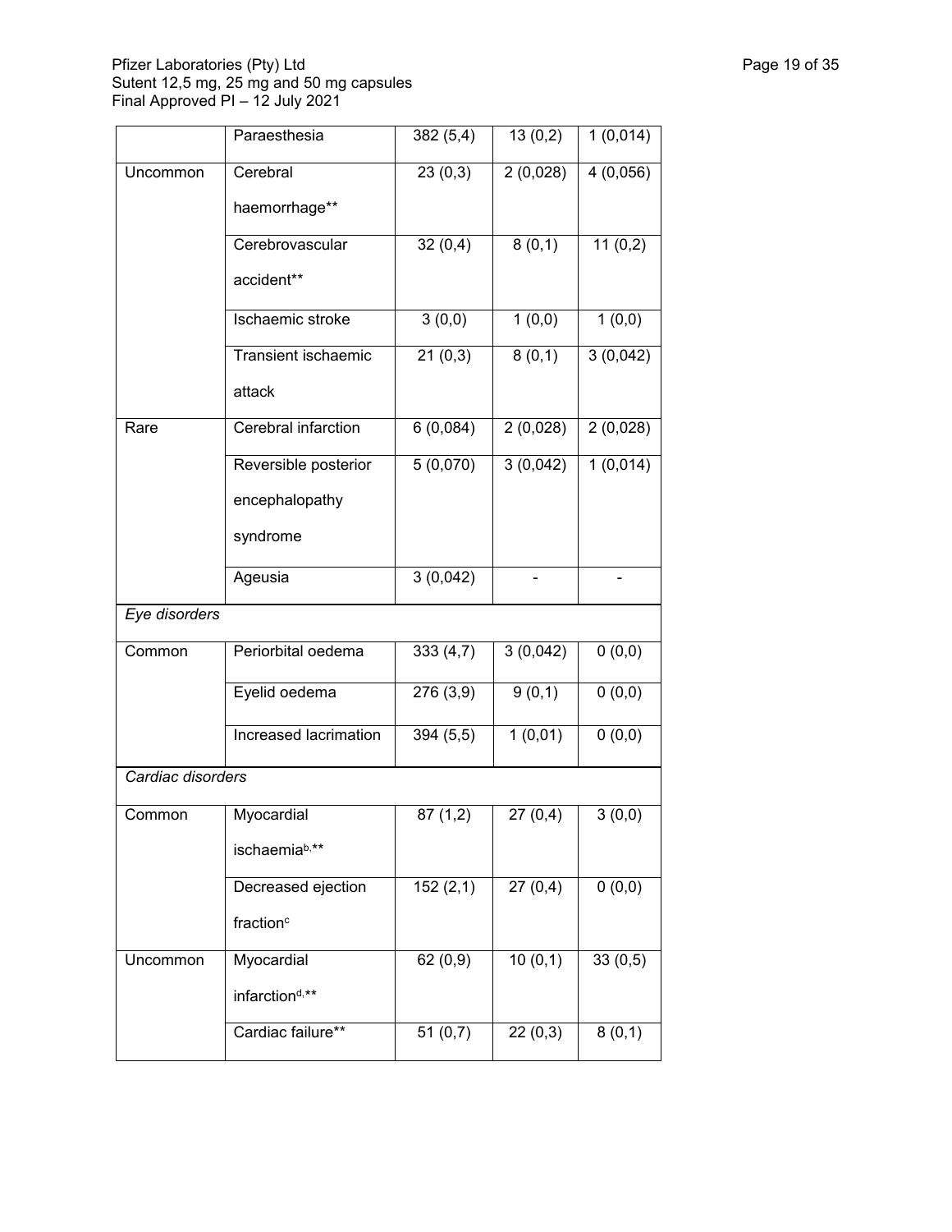| | | | | |
|---|---|---|---|---|
| | Paraesthesia | 382 (5,4) | 13 (0,2) | 1 (0,014) |
| Uncommon | Cerebral haemorrhage** | 23 (0,3) | 2 (0,028) | 4 (0,056) |
| | Cerebrovascular accident** | 32 (0,4) | 8 (0,1) | 11 (0,2) |
| | Ischaemic stroke | 3 (0,0) | 1 (0,0) | 1 (0,0) |
| | Transient ischaemic attack | 21 (0,3) | 8 (0,1) | 3 (0,042) |
| Rare | Cerebral infarction | 6 (0,084) | 2 (0,028) | 2 (0,028) |
| | Reversible posterior encephalopathy syndrome | 5 (0,070) | 3 (0,042) | 1 (0,014) |
| | Ageusia | 3 (0,042) | - | - |
| *Eye disorders* | | | | |
| Common | Periorbital oedema | 333 (4,7) | 3 (0,042) | 0 (0,0) |
| | Eyelid oedema | 276 (3,9) | 9 (0,1) | 0 (0,0) |
| | Increased lacrimation | 394 (5,5) | 1 (0,01) | 0 (0,0) |
| *Cardiac disorders* | | | | |
| Common | Myocardial ischaemia[b],** | 87 (1,2) | 27 (0,4) | 3 (0,0) |
| | Decreased ejection fraction[c] | 152 (2,1) | 27 (0,4) | 0 (0,0) |
| Uncommon | Myocardial infarction[d],** | 62 (0,9) | 10 (0,1) | 33 (0,5) |
| | Cardiac failure** | 51 (0,7) | 22 (0,3) | 8 (0,1) |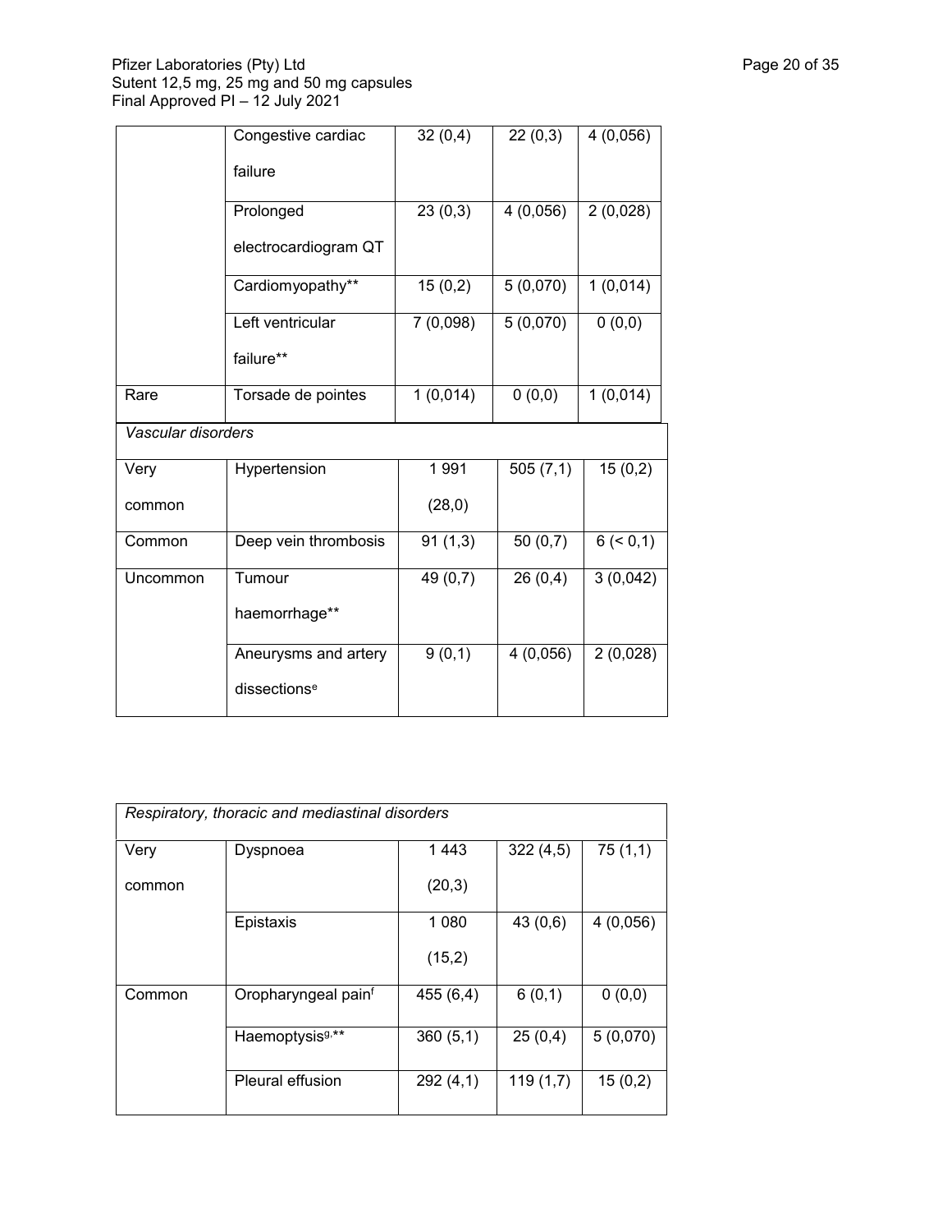| | | | | |
|---|---|---|---|---|
| | Congestive cardiac failure | 32 (0,4) | 22 (0,3) | 4 (0,056) |
| | Prolonged electrocardiogram QT | 23 (0,3) | 4 (0,056) | 2 (0,028) |
| | Cardiomyopathy** | 15 (0,2) | 5 (0,070) | 1 (0,014) |
| | Left ventricular failure** | 7 (0,098) | 5 (0,070) | 0 (0,0) |
| Rare | Torsade de pointes | 1 (0,014) | 0 (0,0) | 1 (0,014) |
| *Vascular disorders* | | | | |
| Very common | Hypertension | 1 991 (28,0) | 505 (7,1) | 15 (0,2) |
| Common | Deep vein thrombosis | 91 (1,3) | 50 (0,7) | 6 (< 0,1) |
| Uncommon | Tumour haemorrhage** | 49 (0,7) | 26 (0,4) | 3 (0,042) |
| | Aneurysms and artery dissections[e] | 9 (0,1) | 4 (0,056) | 2 (0,028) |

| | | | | |
|---|---|---|---|---|
| *Respiratory, thoracic and mediastinal disorders* | | | | |
| Very common | Dyspnoea | 1 443 (20,3) | 322 (4,5) | 75 (1,1) |
| | Epistaxis | 1 080 (15,2) | 43 (0,6) | 4 (0,056) |
| Common | Oropharyngeal pain[f] | 455 (6,4) | 6 (0,1) | 0 (0,0) |
| | Haemoptysis[g,**] | 360 (5,1) | 25 (0,4) | 5 (0,070) |
| | Pleural effusion | 292 (4,1) | 119 (1,7) | 15 (0,2) |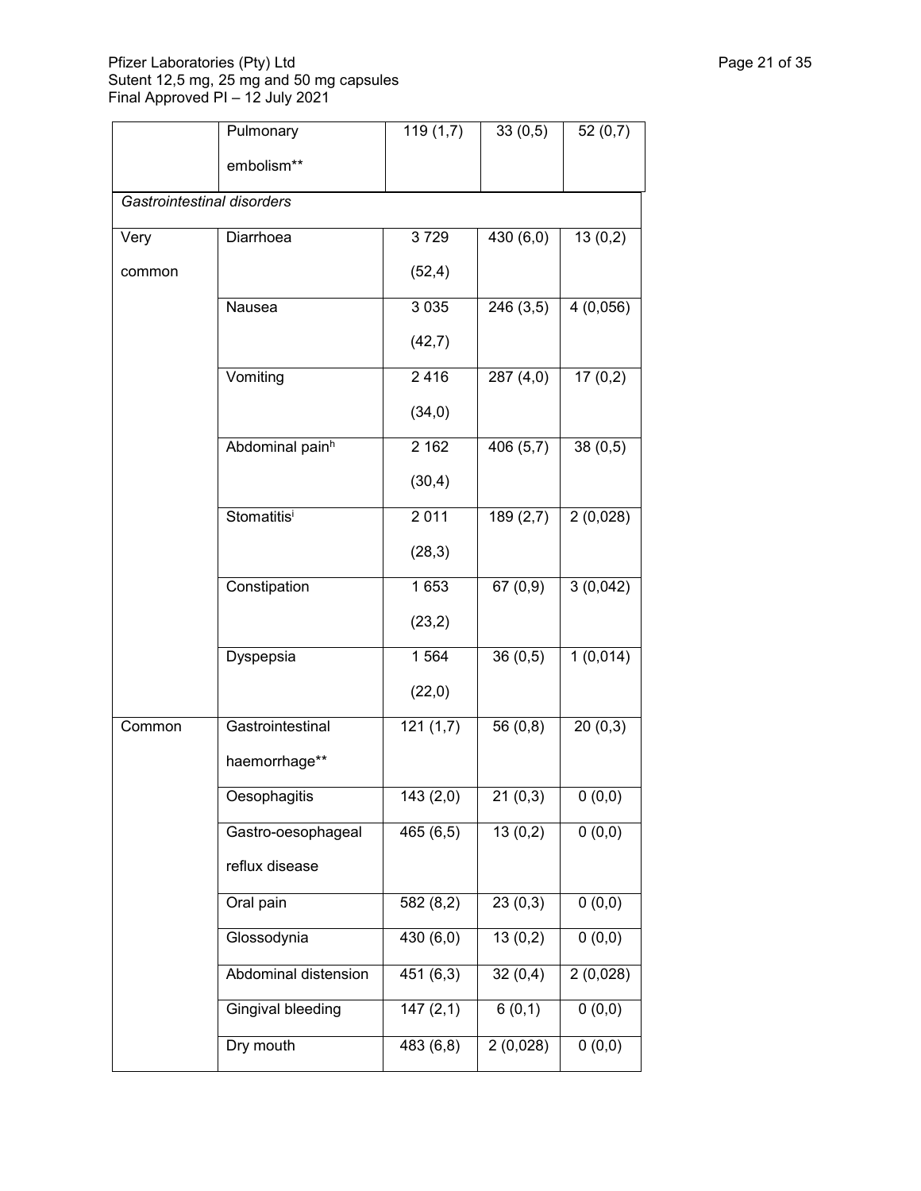|  | Pulmonary embolism** | 119 (1,7) | 33 (0,5) | 52 (0,7) |
|---|---|---|---|---|
| *Gastrointestinal disorders* |  |  |  |  |
| Very common | Diarrhoea | 3 729 (52,4) | 430 (6,0) | 13 (0,2) |
|  | Nausea | 3 035 (42,7) | 246 (3,5) | 4 (0,056) |
|  | Vomiting | 2 416 (34,0) | 287 (4,0) | 17 (0,2) |
|  | Abdominal pain[h] | 2 162 (30,4) | 406 (5,7) | 38 (0,5) |
|  | Stomatitis[i] | 2 011 (28,3) | 189 (2,7) | 2 (0,028) |
|  | Constipation | 1 653 (23,2) | 67 (0,9) | 3 (0,042) |
|  | Dyspepsia | 1 564 (22,0) | 36 (0,5) | 1 (0,014) |
| Common | Gastrointestinal haemorrhage** | 121 (1,7) | 56 (0,8) | 20 (0,3) |
|  | Oesophagitis | 143 (2,0) | 21 (0,3) | 0 (0,0) |
|  | Gastro-oesophageal reflux disease | 465 (6,5) | 13 (0,2) | 0 (0,0) |
|  | Oral pain | 582 (8,2) | 23 (0,3) | 0 (0,0) |
|  | Glossodynia | 430 (6,0) | 13 (0,2) | 0 (0,0) |
|  | Abdominal distension | 451 (6,3) | 32 (0,4) | 2 (0,028) |
|  | Gingival bleeding | 147 (2,1) | 6 (0,1) | 0 (0,0) |
|  | Dry mouth | 483 (6,8) | 2 (0,028) | 0 (0,0) |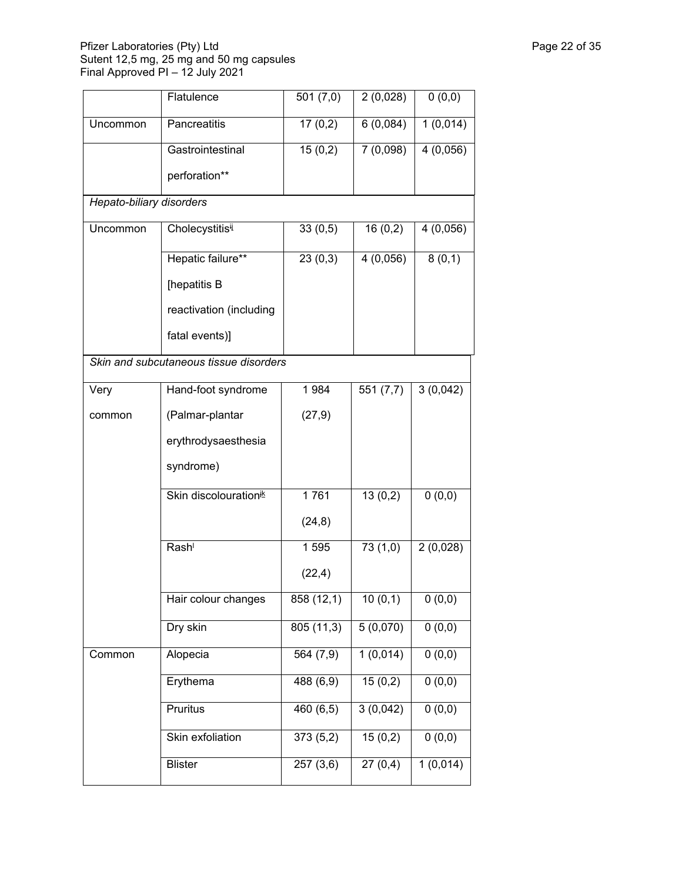| | Flatulence | 501 (7,0) | 2 (0,028) | 0 (0,0) |
|---|---|---|---|---|
| Uncommon | Pancreatitis | 17 (0,2) | 6 (0,084) | 1 (0,014) |
| | Gastrointestinal perforation** | 15 (0,2) | 7 (0,098) | 4 (0,056) |
| *Hepato-biliary disorders* | | | | |
| Uncommon | Cholecystitis[ij] | 33 (0,5) | 16 (0,2) | 4 (0,056) |
| | Hepatic failure** [hepatitis B reactivation (including fatal events)] | 23 (0,3) | 4 (0,056) | 8 (0,1) |
| *Skin and subcutaneous tissue disorders* | | | | |
| Very common | Hand-foot syndrome (Palmar-plantar erythrodysaesthesia syndrome) | 1 984 (27,9) | 551 (7,7) | 3 (0,042) |
| | Skin discolouration[jk] | 1 761 (24,8) | 13 (0,2) | 0 (0,0) |
| | Rash[l] | 1 595 (22,4) | 73 (1,0) | 2 (0,028) |
| | Hair colour changes | 858 (12,1) | 10 (0,1) | 0 (0,0) |
| | Dry skin | 805 (11,3) | 5 (0,070) | 0 (0,0) |
| Common | Alopecia | 564 (7,9) | 1 (0,014) | 0 (0,0) |
| | Erythema | 488 (6,9) | 15 (0,2) | 0 (0,0) |
| | Pruritus | 460 (6,5) | 3 (0,042) | 0 (0,0) |
| | Skin exfoliation | 373 (5,2) | 15 (0,2) | 0 (0,0) |
| | Blister | 257 (3,6) | 27 (0,4) | 1 (0,014) |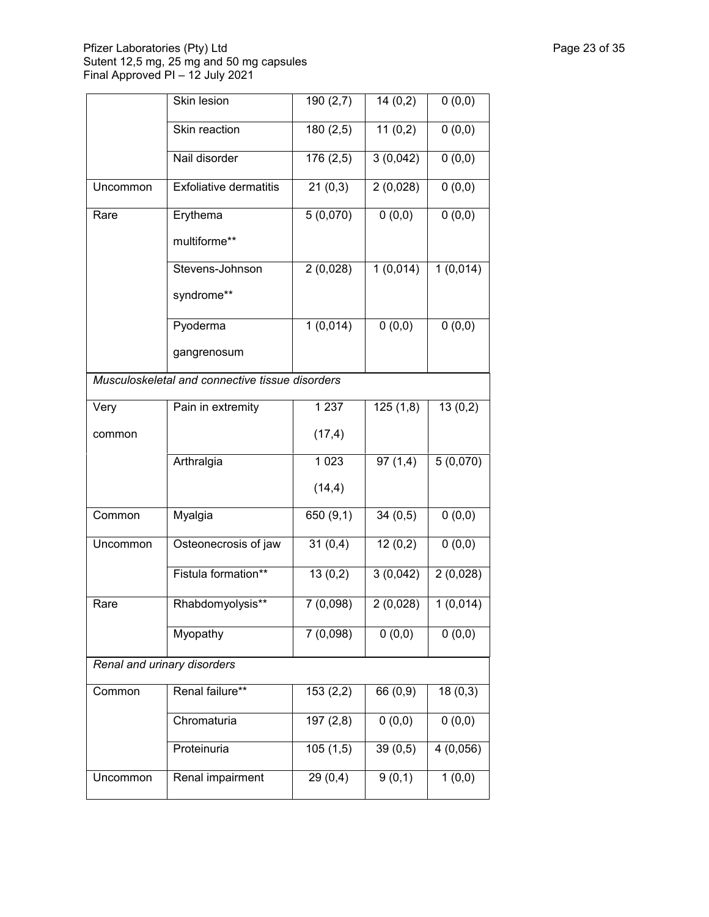| | | | | |
|---|---|---|---|---|
| | Skin lesion | 190 (2,7) | 14 (0,2) | 0 (0,0) |
| | Skin reaction | 180 (2,5) | 11 (0,2) | 0 (0,0) |
| | Nail disorder | 176 (2,5) | 3 (0,042) | 0 (0,0) |
| Uncommon | Exfoliative dermatitis | 21 (0,3) | 2 (0,028) | 0 (0,0) |
| Rare | Erythema multiforme** | 5 (0,070) | 0 (0,0) | 0 (0,0) |
| | Stevens-Johnson syndrome** | 2 (0,028) | 1 (0,014) | 1 (0,014) |
| | Pyoderma gangrenosum | 1 (0,014) | 0 (0,0) | 0 (0,0) |
| *Musculoskeletal and connective tissue disorders* | | | | |
| Very common | Pain in extremity | 1 237 (17,4) | 125 (1,8) | 13 (0,2) |
| | Arthralgia | 1 023 (14,4) | 97 (1,4) | 5 (0,070) |
| Common | Myalgia | 650 (9,1) | 34 (0,5) | 0 (0,0) |
| Uncommon | Osteonecrosis of jaw | 31 (0,4) | 12 (0,2) | 0 (0,0) |
| | Fistula formation** | 13 (0,2) | 3 (0,042) | 2 (0,028) |
| Rare | Rhabdomyolysis** | 7 (0,098) | 2 (0,028) | 1 (0,014) |
| | Myopathy | 7 (0,098) | 0 (0,0) | 0 (0,0) |
| *Renal and urinary disorders* | | | | |
| Common | Renal failure** | 153 (2,2) | 66 (0,9) | 18 (0,3) |
| | Chromaturia | 197 (2,8) | 0 (0,0) | 0 (0,0) |
| | Proteinuria | 105 (1,5) | 39 (0,5) | 4 (0,056) |
| Uncommon | Renal impairment | 29 (0,4) | 9 (0,1) | 1 (0,0) |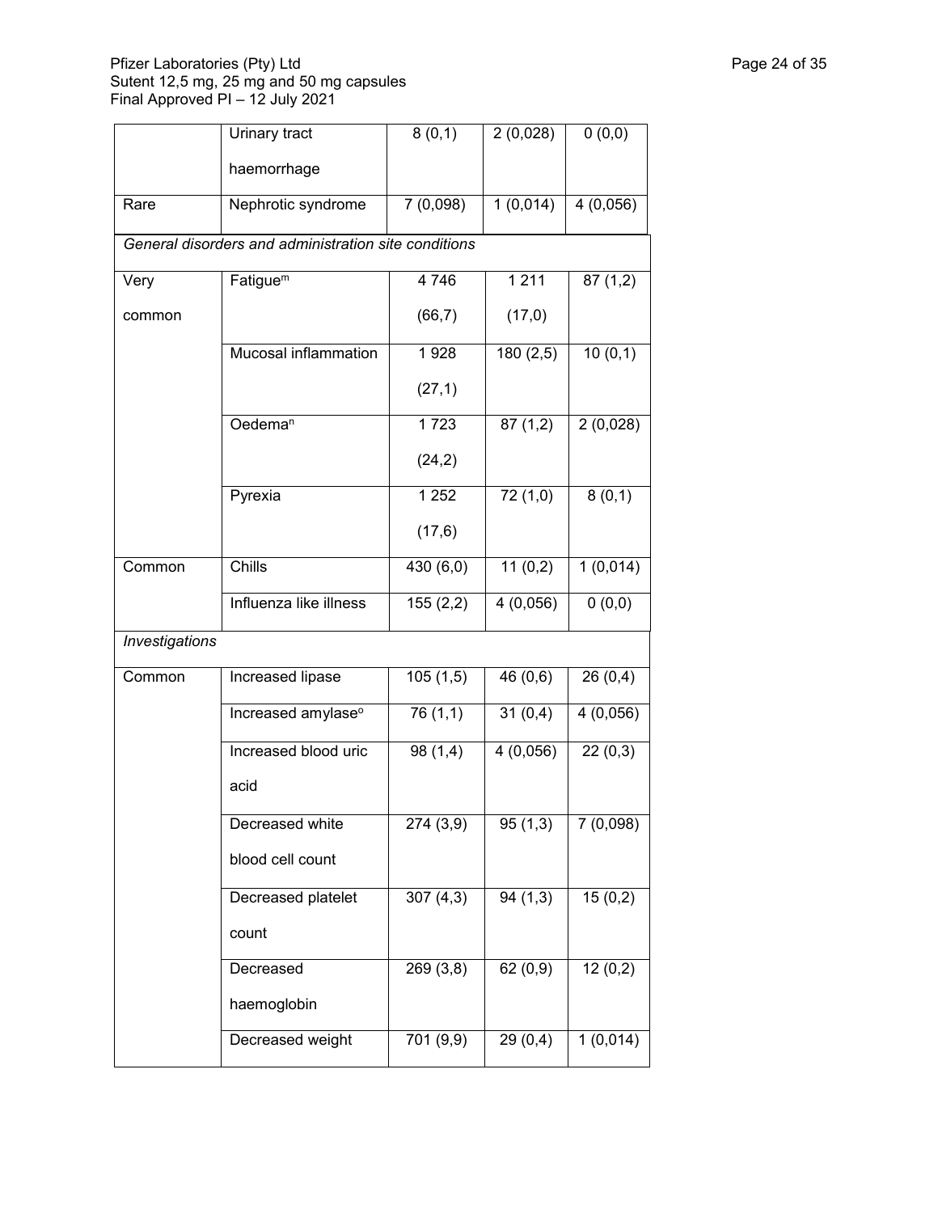| | | | | |
|---|---|---|---|---|
| | Urinary tract haemorrhage | 8 (0,1) | 2 (0,028) | 0 (0,0) |
| Rare | Nephrotic syndrome | 7 (0,098) | 1 (0,014) | 4 (0,056) |
| *General disorders and administration site conditions* | | | | |
| Very common | Fatigue[m] | 4 746 (66,7) | 1 211 (17,0) | 87 (1,2) |
| | Mucosal inflammation | 1 928 (27,1) | 180 (2,5) | 10 (0,1) |
| | Oedema[n] | 1 723 (24,2) | 87 (1,2) | 2 (0,028) |
| | Pyrexia | 1 252 (17,6) | 72 (1,0) | 8 (0,1) |
| Common | Chills | 430 (6,0) | 11 (0,2) | 1 (0,014) |
| | Influenza like illness | 155 (2,2) | 4 (0,056) | 0 (0,0) |
| *Investigations* | | | | |
| Common | Increased lipase | 105 (1,5) | 46 (0,6) | 26 (0,4) |
| | Increased amylase[o] | 76 (1,1) | 31 (0,4) | 4 (0,056) |
| | Increased blood uric acid | 98 (1,4) | 4 (0,056) | 22 (0,3) |
| | Decreased white blood cell count | 274 (3,9) | 95 (1,3) | 7 (0,098) |
| | Decreased platelet count | 307 (4,3) | 94 (1,3) | 15 (0,2) |
| | Decreased haemoglobin | 269 (3,8) | 62 (0,9) | 12 (0,2) |
| | Decreased weight | 701 (9,9) | 29 (0,4) | 1 (0,014) |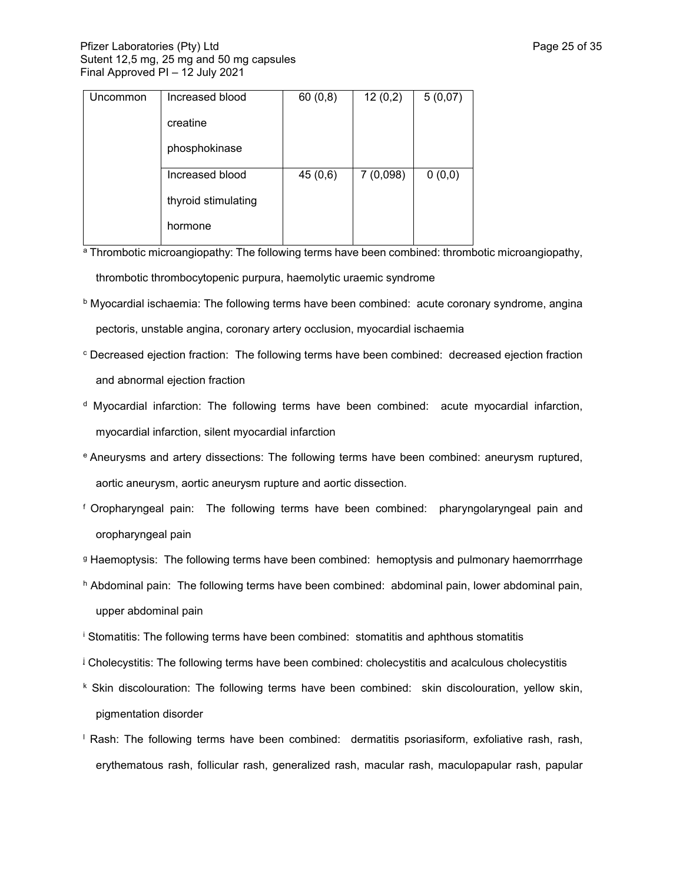| Uncommon | Increased blood creatine phosphokinase | 60 (0,8) | 12 (0,2) | 5 (0,07) |
|---|---|---|---|---|
| | Increased blood thyroid stimulating hormone | 45 (0,6) | 7 (0,098) | 0 (0,0) |

[a] Thrombotic microangiopathy: The following terms have been combined: thrombotic microangiopathy, thrombotic thrombocytopenic purpura, haemolytic uraemic syndrome

[b] Myocardial ischaemia: The following terms have been combined: acute coronary syndrome, angina pectoris, unstable angina, coronary artery occlusion, myocardial ischaemia

[c] Decreased ejection fraction: The following terms have been combined: decreased ejection fraction and abnormal ejection fraction

[d] Myocardial infarction: The following terms have been combined: acute myocardial infarction, myocardial infarction, silent myocardial infarction

[e] Aneurysms and artery dissections: The following terms have been combined: aneurysm ruptured, aortic aneurysm, aortic aneurysm rupture and aortic dissection.

[f] Oropharyngeal pain: The following terms have been combined: pharyngolaryngeal pain and oropharyngeal pain

[g] Haemoptysis: The following terms have been combined: hemoptysis and pulmonary haemorrrhage

[h] Abdominal pain: The following terms have been combined: abdominal pain, lower abdominal pain, upper abdominal pain

[i] Stomatitis: The following terms have been combined: stomatitis and aphthous stomatitis

[j] Cholecystitis: The following terms have been combined: cholecystitis and acalculous cholecystitis

[k] Skin discolouration: The following terms have been combined: skin discolouration, yellow skin, pigmentation disorder

[l] Rash: The following terms have been combined: dermatitis psoriasiform, exfoliative rash, rash, erythematous rash, follicular rash, generalized rash, macular rash, maculopapular rash, papular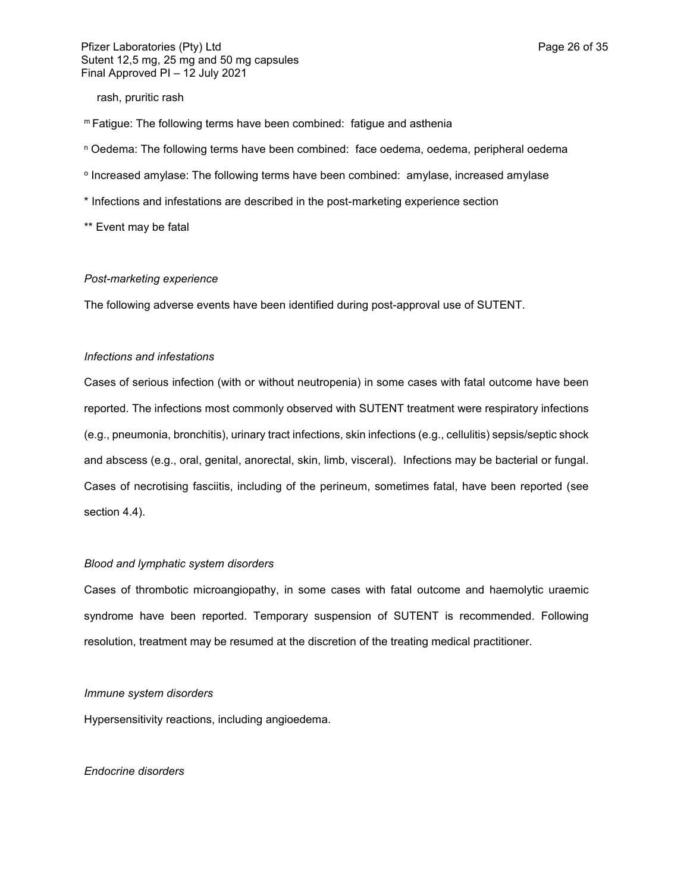rash, pruritic rash

[m] Fatigue: The following terms have been combined: fatigue and asthenia

[n] Oedema: The following terms have been combined: face oedema, oedema, peripheral oedema

[o] Increased amylase: The following terms have been combined: amylase, increased amylase

* Infections and infestations are described in the post-marketing experience section

** Event may be fatal

*Post-marketing experience*

The following adverse events have been identified during post-approval use of SUTENT.

*Infections and infestations*

Cases of serious infection (with or without neutropenia) in some cases with fatal outcome have been reported. The infections most commonly observed with SUTENT treatment were respiratory infections (e.g., pneumonia, bronchitis), urinary tract infections, skin infections (e.g., cellulitis) sepsis/septic shock and abscess (e.g., oral, genital, anorectal, skin, limb, visceral). Infections may be bacterial or fungal. Cases of necrotising fasciitis, including of the perineum, sometimes fatal, have been reported (see section 4.4).

*Blood and lymphatic system disorders*

Cases of thrombotic microangiopathy, in some cases with fatal outcome and haemolytic uraemic syndrome have been reported. Temporary suspension of SUTENT is recommended. Following resolution, treatment may be resumed at the discretion of the treating medical practitioner.

*Immune system disorders*

Hypersensitivity reactions, including angioedema.

*Endocrine disorders*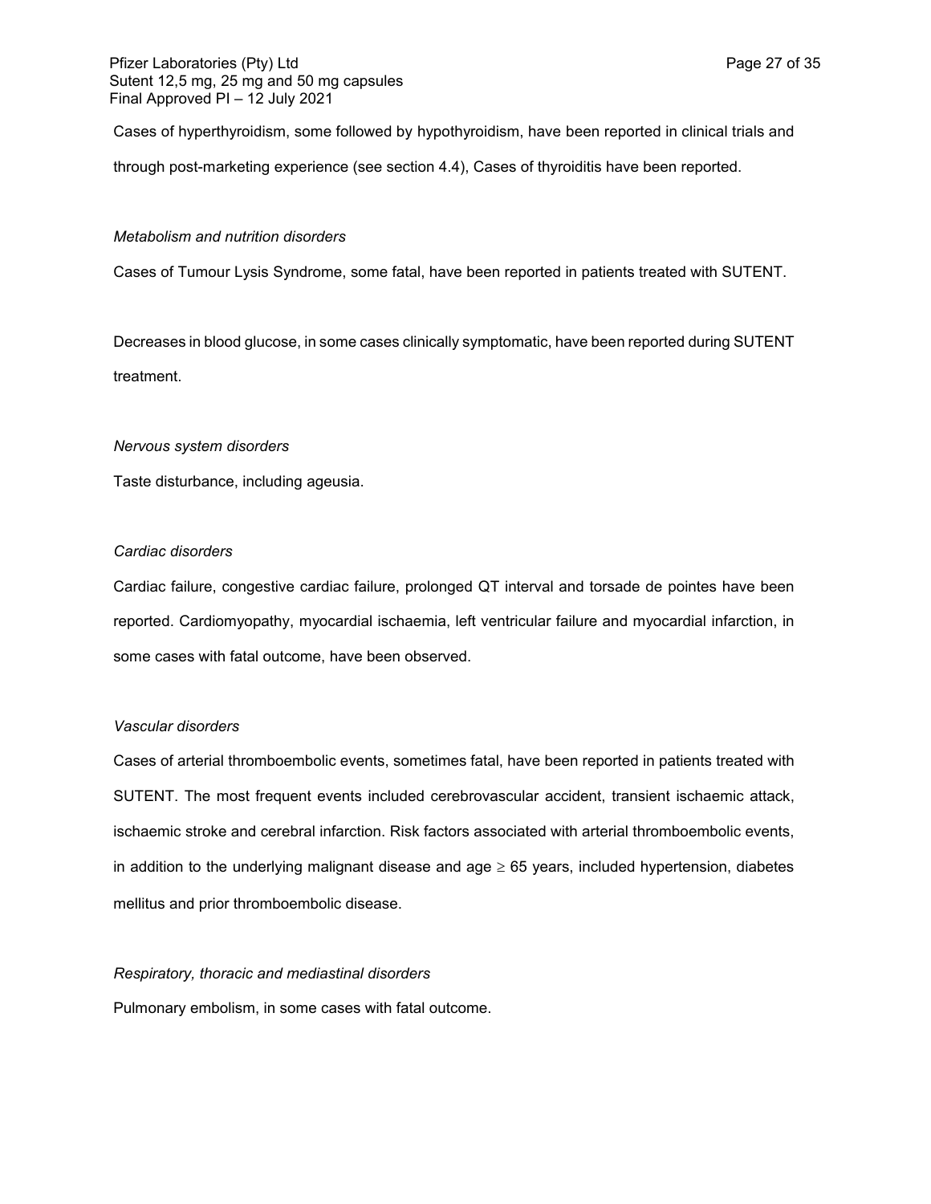Cases of hyperthyroidism, some followed by hypothyroidism, have been reported in clinical trials and through post-marketing experience (see section 4.4), Cases of thyroiditis have been reported.

*Metabolism and nutrition disorders*

Cases of Tumour Lysis Syndrome, some fatal, have been reported in patients treated with SUTENT.

Decreases in blood glucose, in some cases clinically symptomatic, have been reported during SUTENT treatment.

*Nervous system disorders*

Taste disturbance, including ageusia.

*Cardiac disorders*

Cardiac failure, congestive cardiac failure, prolonged QT interval and torsade de pointes have been reported. Cardiomyopathy, myocardial ischaemia, left ventricular failure and myocardial infarction, in some cases with fatal outcome, have been observed.

*Vascular disorders*

Cases of arterial thromboembolic events, sometimes fatal, have been reported in patients treated with SUTENT. The most frequent events included cerebrovascular accident, transient ischaemic attack, ischaemic stroke and cerebral infarction. Risk factors associated with arterial thromboembolic events, in addition to the underlying malignant disease and age $\geq$ 65 years, included hypertension, diabetes mellitus and prior thromboembolic disease.

*Respiratory, thoracic and mediastinal disorders*

Pulmonary embolism, in some cases with fatal outcome.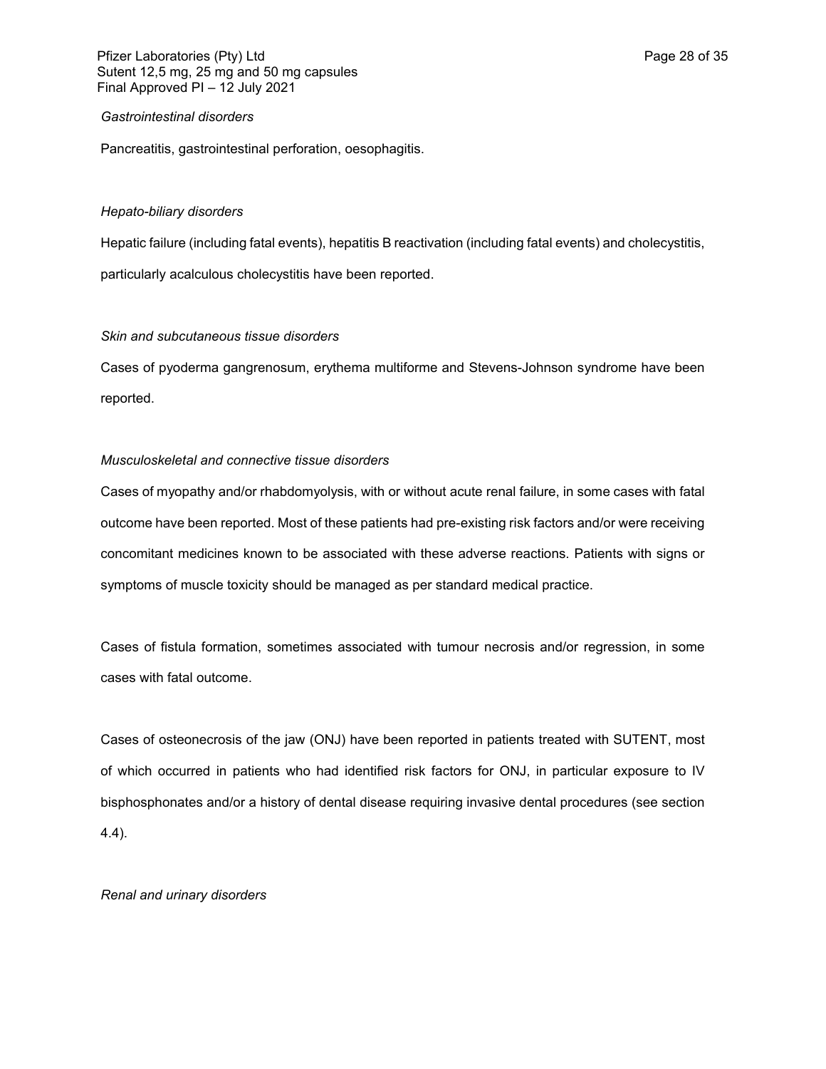*Gastrointestinal disorders*

Pancreatitis, gastrointestinal perforation, oesophagitis.

*Hepato-biliary disorders*

Hepatic failure (including fatal events), hepatitis B reactivation (including fatal events) and cholecystitis, particularly acalculous cholecystitis have been reported.

*Skin and subcutaneous tissue disorders*

Cases of pyoderma gangrenosum, erythema multiforme and Stevens-Johnson syndrome have been reported.

*Musculoskeletal and connective tissue disorders*

Cases of myopathy and/or rhabdomyolysis, with or without acute renal failure, in some cases with fatal outcome have been reported. Most of these patients had pre-existing risk factors and/or were receiving concomitant medicines known to be associated with these adverse reactions. Patients with signs or symptoms of muscle toxicity should be managed as per standard medical practice.

Cases of fistula formation, sometimes associated with tumour necrosis and/or regression, in some cases with fatal outcome.

Cases of osteonecrosis of the jaw (ONJ) have been reported in patients treated with SUTENT, most of which occurred in patients who had identified risk factors for ONJ, in particular exposure to IV bisphosphonates and/or a history of dental disease requiring invasive dental procedures (see section 4.4).

*Renal and urinary disorders*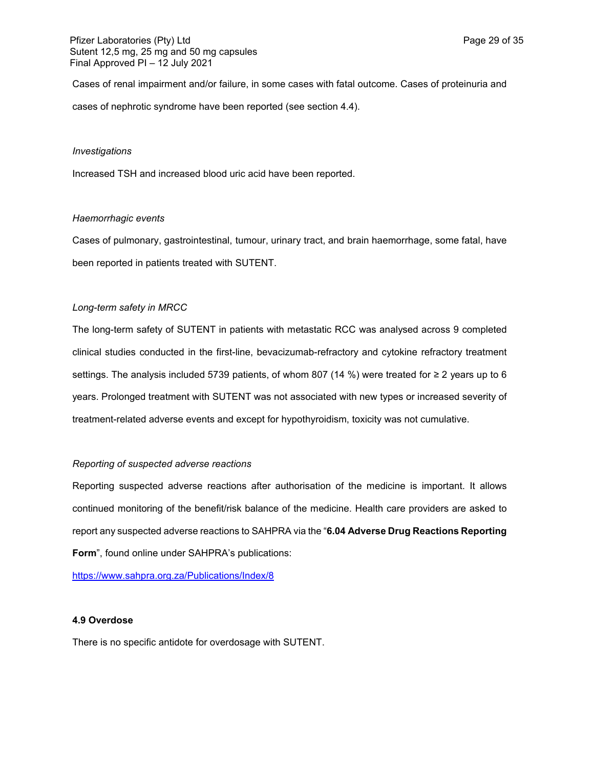Cases of renal impairment and/or failure, in some cases with fatal outcome. Cases of proteinuria and cases of nephrotic syndrome have been reported (see section 4.4).

*Investigations*

Increased TSH and increased blood uric acid have been reported.

*Haemorrhagic events*

Cases of pulmonary, gastrointestinal, tumour, urinary tract, and brain haemorrhage, some fatal, have been reported in patients treated with SUTENT.

*Long-term safety in MRCC*

The long-term safety of SUTENT in patients with metastatic RCC was analysed across 9 completed clinical studies conducted in the first-line, bevacizumab-refractory and cytokine refractory treatment settings. The analysis included 5739 patients, of whom 807 (14 %) were treated for ≥ 2 years up to 6 years. Prolonged treatment with SUTENT was not associated with new types or increased severity of treatment-related adverse events and except for hypothyroidism, toxicity was not cumulative.

*Reporting of suspected adverse reactions*

Reporting suspected adverse reactions after authorisation of the medicine is important. It allows continued monitoring of the benefit/risk balance of the medicine. Health care providers are asked to report any suspected adverse reactions to SAHPRA via the "**6.04 Adverse Drug Reactions Reporting Form**", found online under SAHPRA's publications:

https://www.sahpra.org.za/Publications/Index/8

**4.9 Overdose**

There is no specific antidote for overdosage with SUTENT.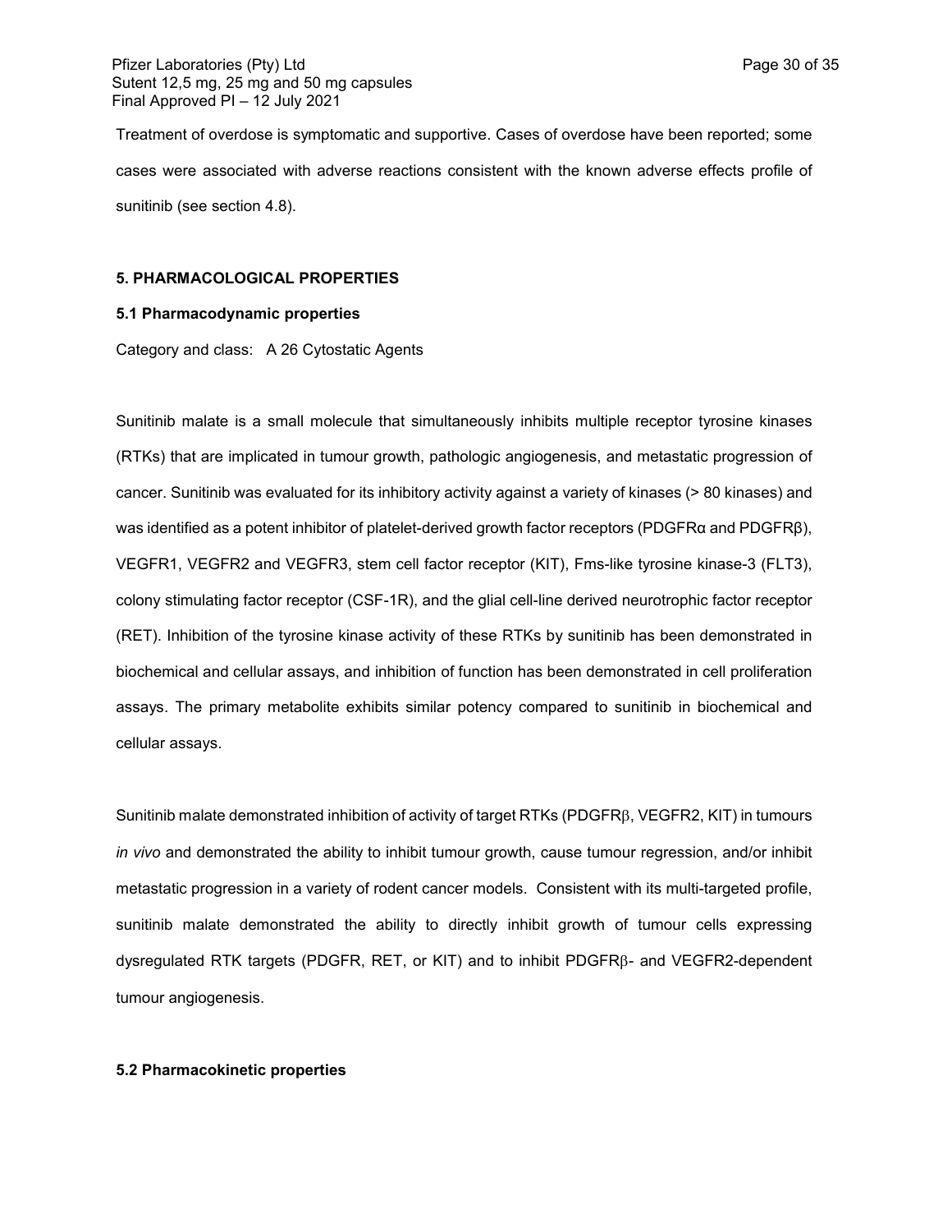Treatment of overdose is symptomatic and supportive. Cases of overdose have been reported; some cases were associated with adverse reactions consistent with the known adverse effects profile of sunitinib (see section 4.8).

## 5. PHARMACOLOGICAL PROPERTIES

### 5.1 Pharmacodynamic properties

Category and class: A 26 Cytostatic Agents

Sunitinib malate is a small molecule that simultaneously inhibits multiple receptor tyrosine kinases (RTKs) that are implicated in tumour growth, pathologic angiogenesis, and metastatic progression of cancer. Sunitinib was evaluated for its inhibitory activity against a variety of kinases (> 80 kinases) and was identified as a potent inhibitor of platelet-derived growth factor receptors (PDGFRα and PDGFRβ), VEGFR1, VEGFR2 and VEGFR3, stem cell factor receptor (KIT), Fms-like tyrosine kinase-3 (FLT3), colony stimulating factor receptor (CSF-1R), and the glial cell-line derived neurotrophic factor receptor (RET). Inhibition of the tyrosine kinase activity of these RTKs by sunitinib has been demonstrated in biochemical and cellular assays, and inhibition of function has been demonstrated in cell proliferation assays. The primary metabolite exhibits similar potency compared to sunitinib in biochemical and cellular assays.

Sunitinib malate demonstrated inhibition of activity of target RTKs (PDGFRβ, VEGFR2, KIT) in tumours *in vivo* and demonstrated the ability to inhibit tumour growth, cause tumour regression, and/or inhibit metastatic progression in a variety of rodent cancer models. Consistent with its multi-targeted profile, sunitinib malate demonstrated the ability to directly inhibit growth of tumour cells expressing dysregulated RTK targets (PDGFR, RET, or KIT) and to inhibit PDGFRβ- and VEGFR2-dependent tumour angiogenesis.

### 5.2 Pharmacokinetic properties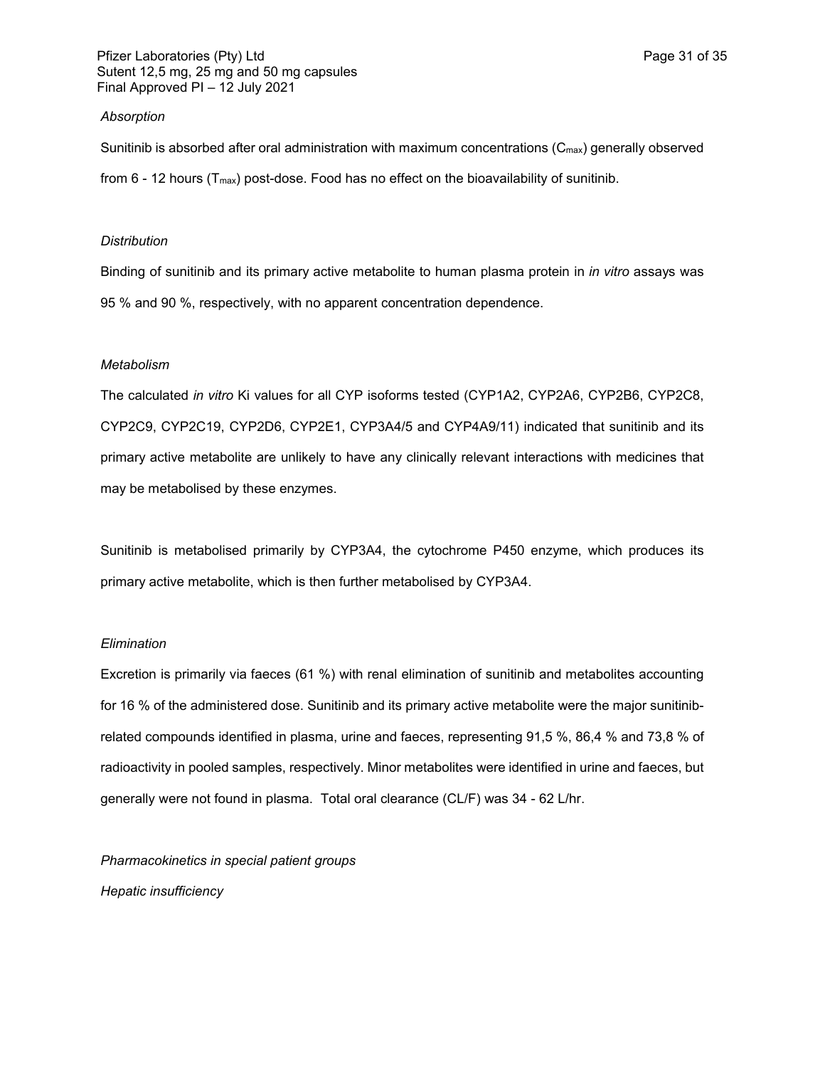*Absorption*

Sunitinib is absorbed after oral administration with maximum concentrations ($C_{max}$) generally observed from 6 - 12 hours ($T_{max}$) post-dose. Food has no effect on the bioavailability of sunitinib.

*Distribution*

Binding of sunitinib and its primary active metabolite to human plasma protein in *in vitro* assays was 95 % and 90 %, respectively, with no apparent concentration dependence.

*Metabolism*

The calculated *in vitro* Ki values for all CYP isoforms tested (CYP1A2, CYP2A6, CYP2B6, CYP2C8, CYP2C9, CYP2C19, CYP2D6, CYP2E1, CYP3A4/5 and CYP4A9/11) indicated that sunitinib and its primary active metabolite are unlikely to have any clinically relevant interactions with medicines that may be metabolised by these enzymes.

Sunitinib is metabolised primarily by CYP3A4, the cytochrome P450 enzyme, which produces its primary active metabolite, which is then further metabolised by CYP3A4.

*Elimination*

Excretion is primarily via faeces (61 %) with renal elimination of sunitinib and metabolites accounting for 16 % of the administered dose. Sunitinib and its primary active metabolite were the major sunitinib-related compounds identified in plasma, urine and faeces, representing 91,5 %, 86,4 % and 73,8 % of radioactivity in pooled samples, respectively. Minor metabolites were identified in urine and faeces, but generally were not found in plasma. Total oral clearance (CL/F) was 34 - 62 L/hr.

*Pharmacokinetics in special patient groups*

*Hepatic insufficiency*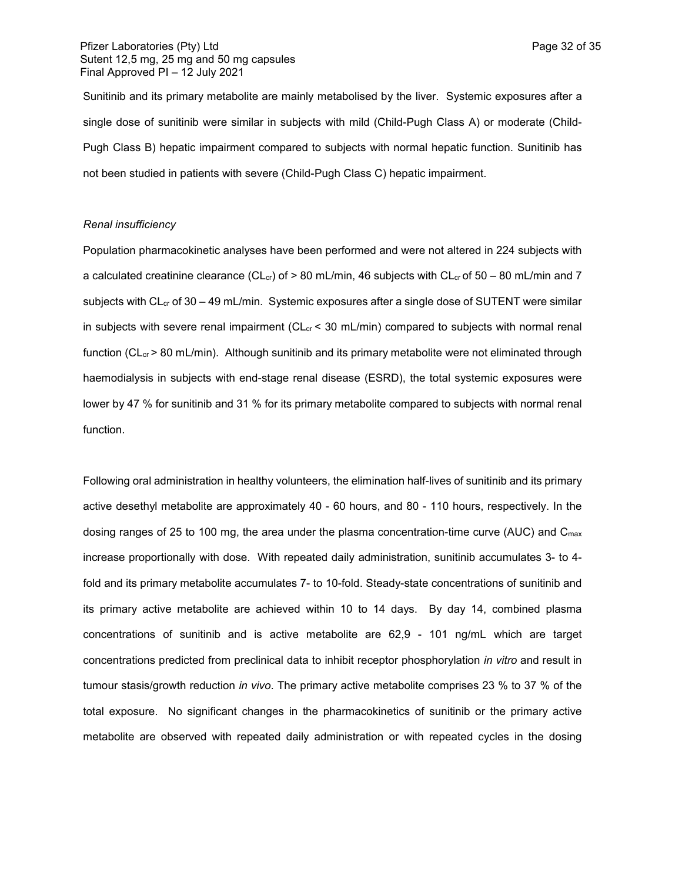Sunitinib and its primary metabolite are mainly metabolised by the liver. Systemic exposures after a single dose of sunitinib were similar in subjects with mild (Child-Pugh Class A) or moderate (Child-Pugh Class B) hepatic impairment compared to subjects with normal hepatic function. Sunitinib has not been studied in patients with severe (Child-Pugh Class C) hepatic impairment.

*Renal insufficiency*

Population pharmacokinetic analyses have been performed and were not altered in 224 subjects with a calculated creatinine clearance ($CL_{cr}$) of > 80 mL/min, 46 subjects with $CL_{cr}$ of 50 – 80 mL/min and 7 subjects with $CL_{cr}$ of 30 – 49 mL/min. Systemic exposures after a single dose of SUTENT were similar in subjects with severe renal impairment ($CL_{cr}$ < 30 mL/min) compared to subjects with normal renal function ($CL_{cr}$ > 80 mL/min). Although sunitinib and its primary metabolite were not eliminated through haemodialysis in subjects with end-stage renal disease (ESRD), the total systemic exposures were lower by 47 % for sunitinib and 31 % for its primary metabolite compared to subjects with normal renal function.

Following oral administration in healthy volunteers, the elimination half-lives of sunitinib and its primary active desethyl metabolite are approximately 40 - 60 hours, and 80 - 110 hours, respectively. In the dosing ranges of 25 to 100 mg, the area under the plasma concentration-time curve (AUC) and $C_{max}$ increase proportionally with dose. With repeated daily administration, sunitinib accumulates 3- to 4-fold and its primary metabolite accumulates 7- to 10-fold. Steady-state concentrations of sunitinib and its primary active metabolite are achieved within 10 to 14 days. By day 14, combined plasma concentrations of sunitinib and is active metabolite are 62,9 - 101 ng/mL which are target concentrations predicted from preclinical data to inhibit receptor phosphorylation *in vitro* and result in tumour stasis/growth reduction *in vivo*. The primary active metabolite comprises 23 % to 37 % of the total exposure. No significant changes in the pharmacokinetics of sunitinib or the primary active metabolite are observed with repeated daily administration or with repeated cycles in the dosing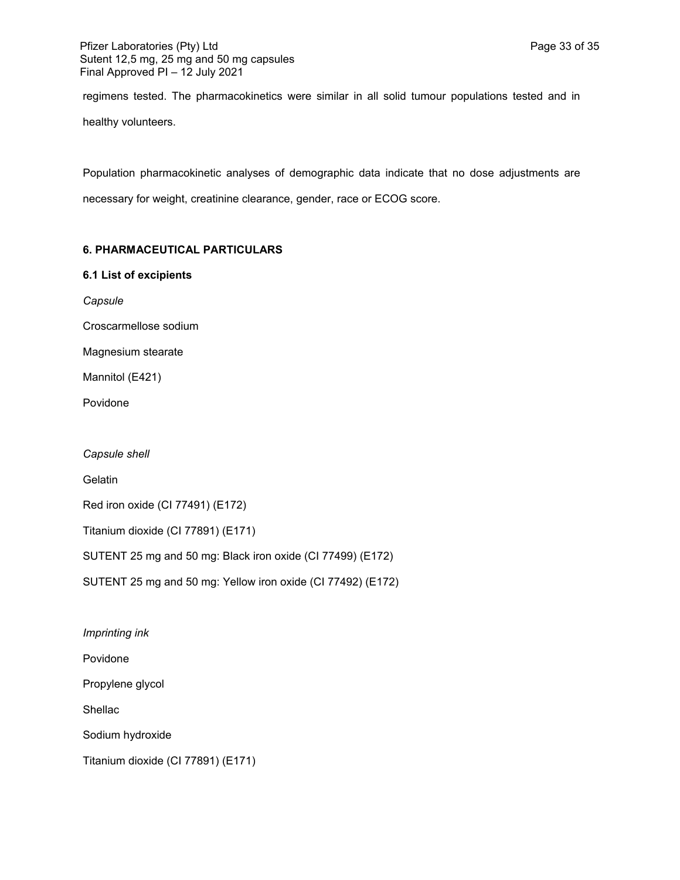regimens tested. The pharmacokinetics were similar in all solid tumour populations tested and in healthy volunteers.

Population pharmacokinetic analyses of demographic data indicate that no dose adjustments are necessary for weight, creatinine clearance, gender, race or ECOG score.

## 6. PHARMACEUTICAL PARTICULARS

### 6.1 List of excipients

*Capsule*

Croscarmellose sodium

Magnesium stearate

Mannitol (E421)

Povidone

*Capsule shell*

Gelatin

Red iron oxide (CI 77491) (E172)

Titanium dioxide (CI 77891) (E171)

SUTENT 25 mg and 50 mg: Black iron oxide (CI 77499) (E172)

SUTENT 25 mg and 50 mg: Yellow iron oxide (CI 77492) (E172)

*Imprinting ink*

Povidone

Propylene glycol

Shellac

Sodium hydroxide

Titanium dioxide (CI 77891) (E171)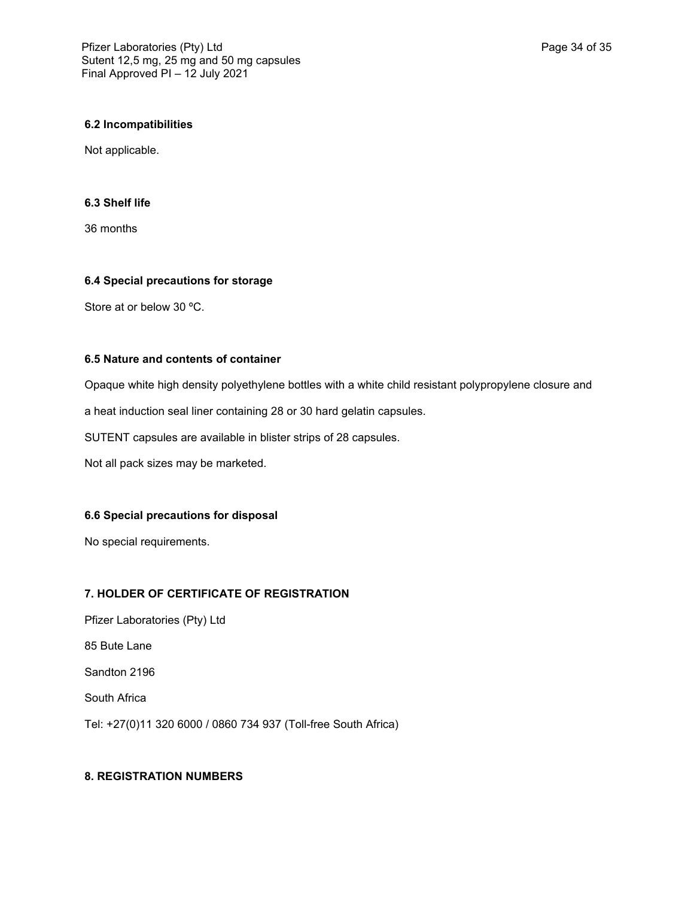### 6.2 Incompatibilities

Not applicable.

### 6.3 Shelf life

36 months

### 6.4 Special precautions for storage

Store at or below 30 ºC.

### 6.5 Nature and contents of container

Opaque white high density polyethylene bottles with a white child resistant polypropylene closure and a heat induction seal liner containing 28 or 30 hard gelatin capsules.

SUTENT capsules are available in blister strips of 28 capsules.

Not all pack sizes may be marketed.

### 6.6 Special precautions for disposal

No special requirements.

## 7. HOLDER OF CERTIFICATE OF REGISTRATION

Pfizer Laboratories (Pty) Ltd

85 Bute Lane

Sandton 2196

South Africa

Tel: +27(0)11 320 6000 / 0860 734 937 (Toll-free South Africa)

## 8. REGISTRATION NUMBERS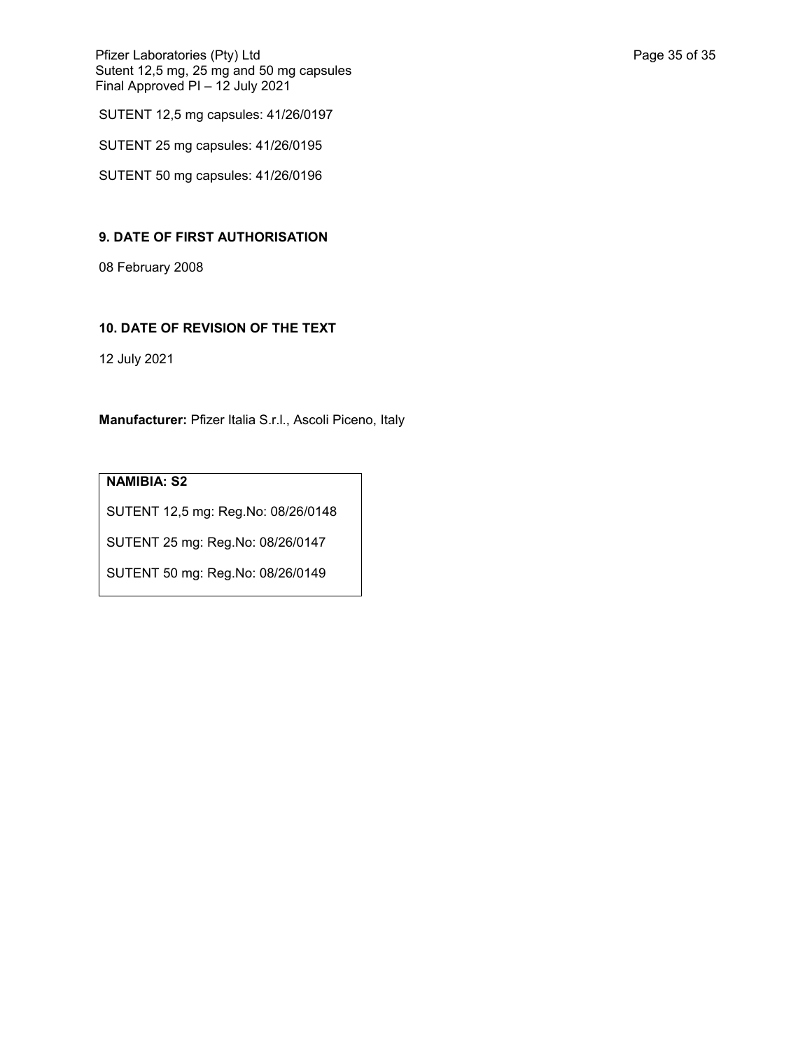SUTENT 12,5 mg capsules: 41/26/0197

SUTENT 25 mg capsules: 41/26/0195

SUTENT 50 mg capsules: 41/26/0196

**9. DATE OF FIRST AUTHORISATION**

08 February 2008

**10. DATE OF REVISION OF THE TEXT**

12 July 2021

**Manufacturer:** Pfizer Italia S.r.l., Ascoli Piceno, Italy

**NAMIBIA: S2**

SUTENT 12,5 mg: Reg.No: 08/26/0148

SUTENT 25 mg: Reg.No: 08/26/0147

SUTENT 50 mg: Reg.No: 08/26/0149